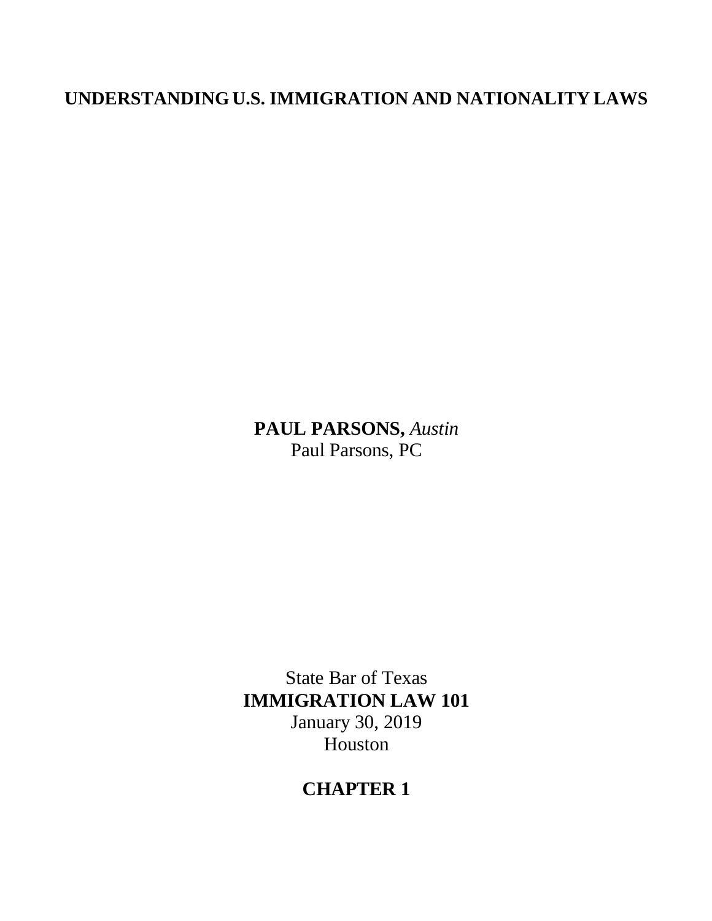# UNDERSTANDING U.S. IMMIGRATION AND NATIONALITY LAWS

**PAUL PARSONS,** *Austin*
Paul Parsons, PC

State Bar of Texas
**IMMIGRATION LAW 101**
January 30, 2019
Houston

## CHAPTER 1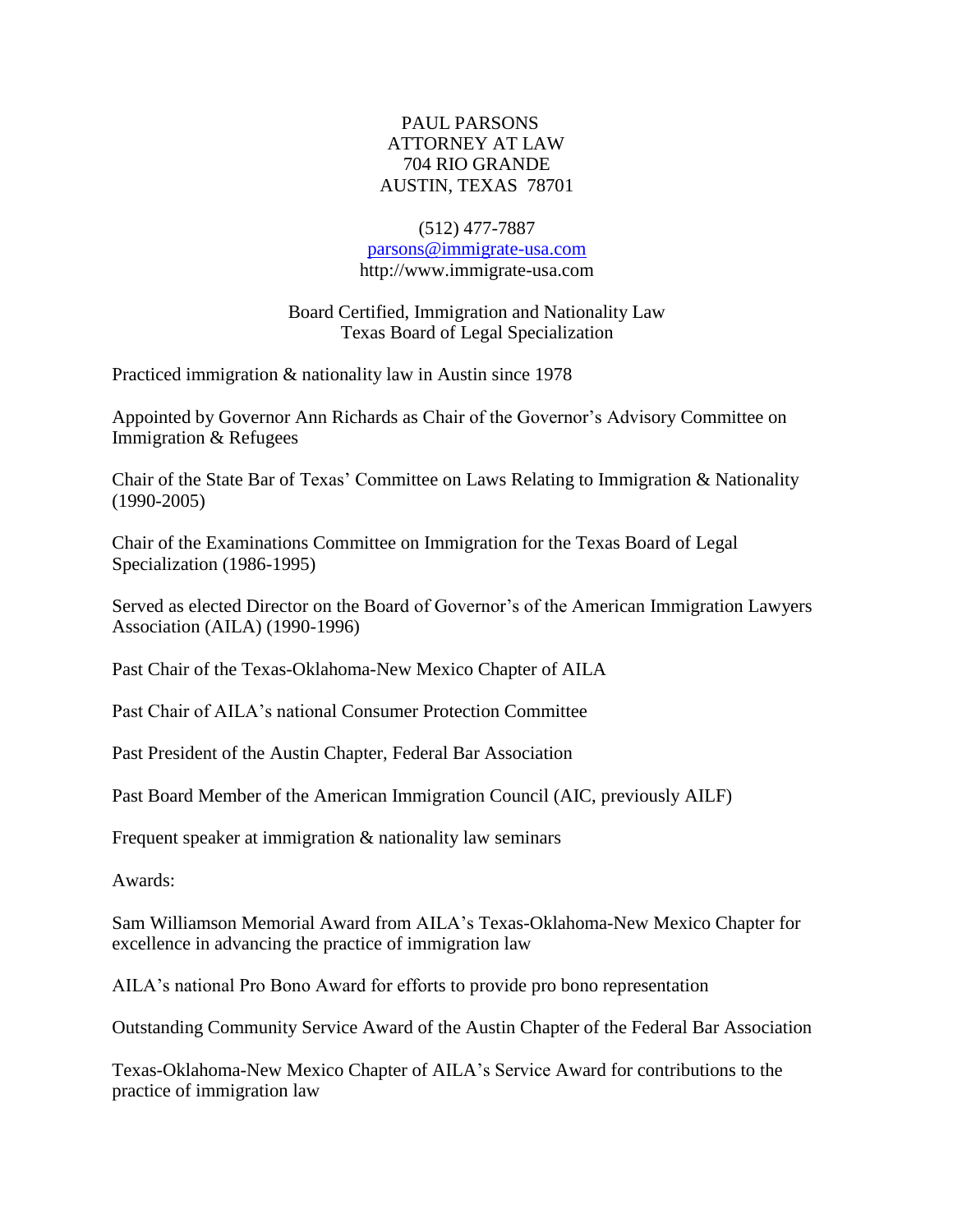PAUL PARSONS
ATTORNEY AT LAW
704 RIO GRANDE
AUSTIN, TEXAS 78701

(512) 477-7887
parsons@immigrate-usa.com
http://www.immigrate-usa.com

Board Certified, Immigration and Nationality Law
Texas Board of Legal Specialization

Practiced immigration & nationality law in Austin since 1978

Appointed by Governor Ann Richards as Chair of the Governor's Advisory Committee on Immigration & Refugees

Chair of the State Bar of Texas' Committee on Laws Relating to Immigration & Nationality (1990-2005)

Chair of the Examinations Committee on Immigration for the Texas Board of Legal Specialization (1986-1995)

Served as elected Director on the Board of Governor's of the American Immigration Lawyers Association (AILA) (1990-1996)

Past Chair of the Texas-Oklahoma-New Mexico Chapter of AILA

Past Chair of AILA's national Consumer Protection Committee

Past President of the Austin Chapter, Federal Bar Association

Past Board Member of the American Immigration Council (AIC, previously AILF)

Frequent speaker at immigration & nationality law seminars

Awards:

Sam Williamson Memorial Award from AILA's Texas-Oklahoma-New Mexico Chapter for excellence in advancing the practice of immigration law

AILA's national Pro Bono Award for efforts to provide pro bono representation

Outstanding Community Service Award of the Austin Chapter of the Federal Bar Association

Texas-Oklahoma-New Mexico Chapter of AILA's Service Award for contributions to the practice of immigration law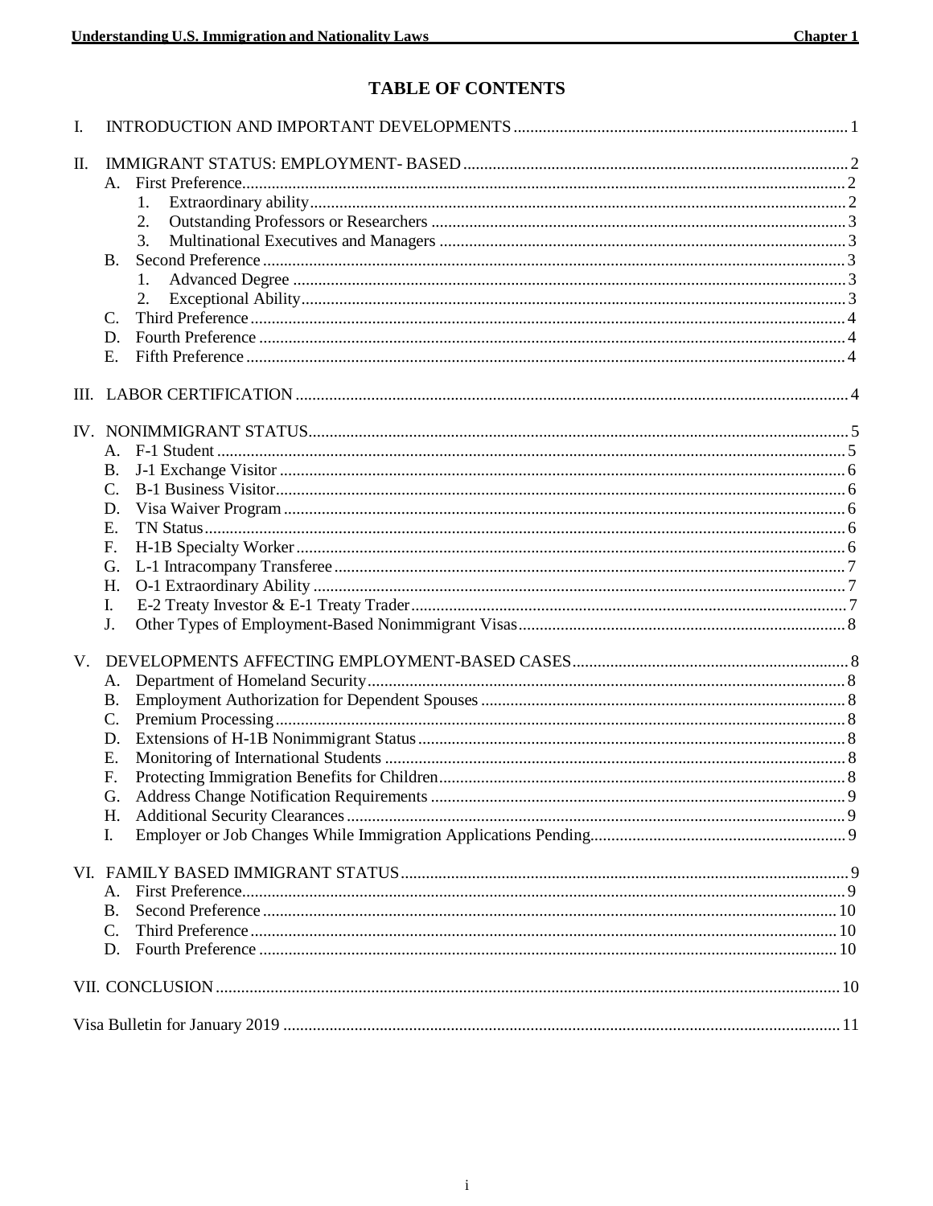# TABLE OF CONTENTS

I. INTRODUCTION AND IMPORTANT DEVELOPMENTS ........ 1

II. IMMIGRANT STATUS: EMPLOYMENT- BASED ........ 2
- A. First Preference ........ 2
  1. Extraordinary ability ........ 2
  2. Outstanding Professors or Researchers ........ 3
  3. Multinational Executives and Managers ........ 3
- B. Second Preference ........ 3
  1. Advanced Degree ........ 3
  2. Exceptional Ability ........ 3
- C. Third Preference ........ 4
- D. Fourth Preference ........ 4
- E. Fifth Preference ........ 4

III. LABOR CERTIFICATION ........ 4

IV. NONIMMIGRANT STATUS ........ 5
- A. F-1 Student ........ 5
- B. J-1 Exchange Visitor ........ 6
- C. B-1 Business Visitor ........ 6
- D. Visa Waiver Program ........ 6
- E. TN Status ........ 6
- F. H-1B Specialty Worker ........ 6
- G. L-1 Intracompany Transferee ........ 7
- H. O-1 Extraordinary Ability ........ 7
- I. E-2 Treaty Investor & E-1 Treaty Trader ........ 7
- J. Other Types of Employment-Based Nonimmigrant Visas ........ 8

V. DEVELOPMENTS AFFECTING EMPLOYMENT-BASED CASES ........ 8
- A. Department of Homeland Security ........ 8
- B. Employment Authorization for Dependent Spouses ........ 8
- C. Premium Processing ........ 8
- D. Extensions of H-1B Nonimmigrant Status ........ 8
- E. Monitoring of International Students ........ 8
- F. Protecting Immigration Benefits for Children ........ 8
- G. Address Change Notification Requirements ........ 9
- H. Additional Security Clearances ........ 9
- I. Employer or Job Changes While Immigration Applications Pending ........ 9

VI. FAMILY BASED IMMIGRANT STATUS ........ 9
- A. First Preference ........ 9
- B. Second Preference ........ 10
- C. Third Preference ........ 10
- D. Fourth Preference ........ 10

VII. CONCLUSION ........ 10

Visa Bulletin for January 2019 ........ 11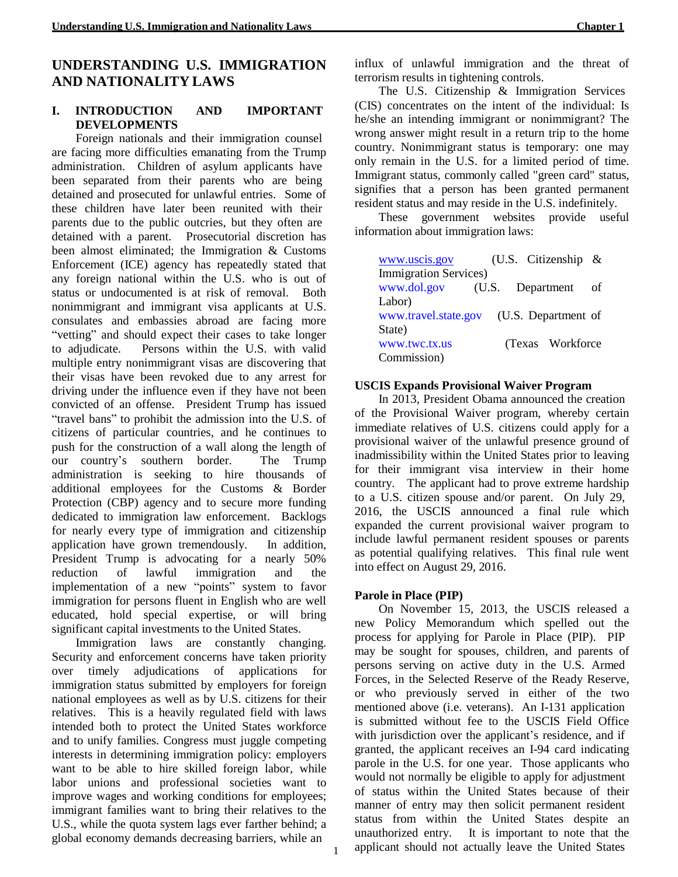# UNDERSTANDING U.S. IMMIGRATION AND NATIONALITY LAWS

## I. INTRODUCTION AND IMPORTANT DEVELOPMENTS

Foreign nationals and their immigration counsel are facing more difficulties emanating from the Trump administration. Children of asylum applicants have been separated from their parents who are being detained and prosecuted for unlawful entries. Some of these children have later been reunited with their parents due to the public outcries, but they often are detained with a parent. Prosecutorial discretion has been almost eliminated; the Immigration & Customs Enforcement (ICE) agency has repeatedly stated that any foreign national within the U.S. who is out of status or undocumented is at risk of removal. Both nonimmigrant and immigrant visa applicants at U.S. consulates and embassies abroad are facing more "vetting" and should expect their cases to take longer to adjudicate. Persons within the U.S. with valid multiple entry nonimmigrant visas are discovering that their visas have been revoked due to any arrest for driving under the influence even if they have not been convicted of an offense. President Trump has issued "travel bans" to prohibit the admission into the U.S. of citizens of particular countries, and he continues to push for the construction of a wall along the length of our country's southern border. The Trump administration is seeking to hire thousands of additional employees for the Customs & Border Protection (CBP) agency and to secure more funding dedicated to immigration law enforcement. Backlogs for nearly every type of immigration and citizenship application have grown tremendously. In addition, President Trump is advocating for a nearly 50% reduction of lawful immigration and the implementation of a new "points" system to favor immigration for persons fluent in English who are well educated, hold special expertise, or will bring significant capital investments to the United States.

Immigration laws are constantly changing. Security and enforcement concerns have taken priority over timely adjudications of applications for immigration status submitted by employers for foreign national employees as well as by U.S. citizens for their relatives. This is a heavily regulated field with laws intended both to protect the United States workforce and to unify families. Congress must juggle competing interests in determining immigration policy: employers want to be able to hire skilled foreign labor, while labor unions and professional societies want to improve wages and working conditions for employees; immigrant families want to bring their relatives to the U.S., while the quota system lags ever farther behind; a global economy demands decreasing barriers, while an influx of unlawful immigration and the threat of terrorism results in tightening controls.

The U.S. Citizenship & Immigration Services (CIS) concentrates on the intent of the individual: Is he/she an intending immigrant or nonimmigrant? The wrong answer might result in a return trip to the home country. Nonimmigrant status is temporary: one may only remain in the U.S. for a limited period of time. Immigrant status, commonly called "green card" status, signifies that a person has been granted permanent resident status and may reside in the U.S. indefinitely.

These government websites provide useful information about immigration laws:

- www.uscis.gov (U.S. Citizenship & Immigration Services)
- www.dol.gov (U.S. Department of Labor)
- www.travel.state.gov (U.S. Department of State)
- www.twc.tx.us (Texas Workforce Commission)

**USCIS Expands Provisional Waiver Program**

In 2013, President Obama announced the creation of the Provisional Waiver program, whereby certain immediate relatives of U.S. citizens could apply for a provisional waiver of the unlawful presence ground of inadmissibility within the United States prior to leaving for their immigrant visa interview in their home country. The applicant had to prove extreme hardship to a U.S. citizen spouse and/or parent. On July 29, 2016, the USCIS announced a final rule which expanded the current provisional waiver program to include lawful permanent resident spouses or parents as potential qualifying relatives. This final rule went into effect on August 29, 2016.

**Parole in Place (PIP)**

On November 15, 2013, the USCIS released a new Policy Memorandum which spelled out the process for applying for Parole in Place (PIP). PIP may be sought for spouses, children, and parents of persons serving on active duty in the U.S. Armed Forces, in the Selected Reserve of the Ready Reserve, or who previously served in either of the two mentioned above (i.e. veterans). An I-131 application is submitted without fee to the USCIS Field Office with jurisdiction over the applicant's residence, and if granted, the applicant receives an I-94 card indicating parole in the U.S. for one year. Those applicants who would not normally be eligible to apply for adjustment of status within the United States because of their manner of entry may then solicit permanent resident status from within the United States despite an unauthorized entry. It is important to note that the applicant should not actually leave the United States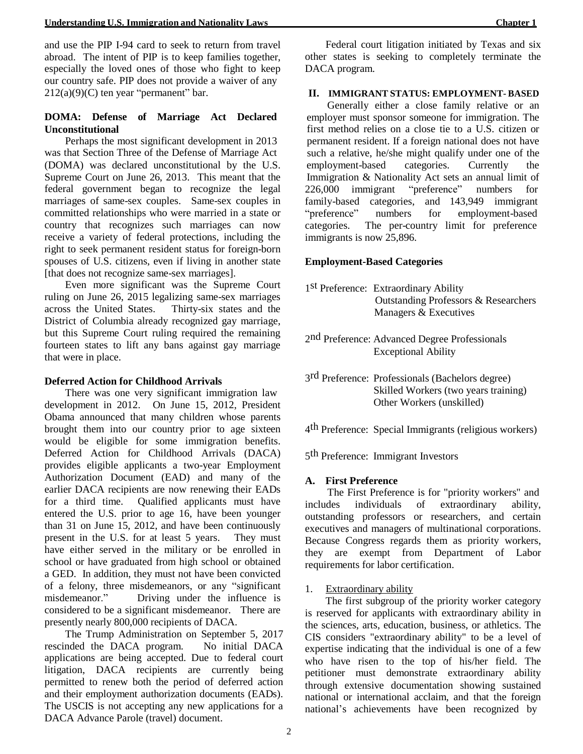and use the PIP I-94 card to seek to return from travel abroad. The intent of PIP is to keep families together, especially the loved ones of those who fight to keep our country safe. PIP does not provide a waiver of any 212(a)(9)(C) ten year "permanent" bar.

**DOMA: Defense of Marriage Act Declared Unconstitutional**

Perhaps the most significant development in 2013 was that Section Three of the Defense of Marriage Act (DOMA) was declared unconstitutional by the U.S. Supreme Court on June 26, 2013. This meant that the federal government began to recognize the legal marriages of same-sex couples. Same-sex couples in committed relationships who were married in a state or country that recognizes such marriages can now receive a variety of federal protections, including the right to seek permanent resident status for foreign-born spouses of U.S. citizens, even if living in another state [that does not recognize same-sex marriages].

Even more significant was the Supreme Court ruling on June 26, 2015 legalizing same-sex marriages across the United States. Thirty-six states and the District of Columbia already recognized gay marriage, but this Supreme Court ruling required the remaining fourteen states to lift any bans against gay marriage that were in place.

**Deferred Action for Childhood Arrivals**

There was one very significant immigration law development in 2012. On June 15, 2012, President Obama announced that many children whose parents brought them into our country prior to age sixteen would be eligible for some immigration benefits. Deferred Action for Childhood Arrivals (DACA) provides eligible applicants a two-year Employment Authorization Document (EAD) and many of the earlier DACA recipients are now renewing their EADs for a third time. Qualified applicants must have entered the U.S. prior to age 16, have been younger than 31 on June 15, 2012, and have been continuously present in the U.S. for at least 5 years. They must have either served in the military or be enrolled in school or have graduated from high school or obtained a GED. In addition, they must not have been convicted of a felony, three misdemeanors, or any "significant misdemeanor." Driving under the influence is considered to be a significant misdemeanor. There are presently nearly 800,000 recipients of DACA.

The Trump Administration on September 5, 2017 rescinded the DACA program. No initial DACA applications are being accepted. Due to federal court litigation, DACA recipients are currently being permitted to renew both the period of deferred action and their employment authorization documents (EADs). The USCIS is not accepting any new applications for a DACA Advance Parole (travel) document.

Federal court litigation initiated by Texas and six other states is seeking to completely terminate the DACA program.

## II. IMMIGRANT STATUS: EMPLOYMENT- BASED

Generally either a close family relative or an employer must sponsor someone for immigration. The first method relies on a close tie to a U.S. citizen or permanent resident. If a foreign national does not have such a relative, he/she might qualify under one of the employment-based categories. Currently the Immigration & Nationality Act sets an annual limit of 226,000 immigrant "preference" numbers for family-based categories, and 143,949 immigrant "preference" numbers for employment-based categories. The per-country limit for preference immigrants is now 25,896.

**Employment-Based Categories**

1st Preference: Extraordinary Ability
Outstanding Professors & Researchers
Managers & Executives

2nd Preference: Advanced Degree Professionals
Exceptional Ability

3rd Preference: Professionals (Bachelors degree)
Skilled Workers (two years training)
Other Workers (unskilled)

4th Preference: Special Immigrants (religious workers)

5th Preference: Immigrant Investors

### A. First Preference

The First Preference is for "priority workers" and includes individuals of extraordinary ability, outstanding professors or researchers, and certain executives and managers of multinational corporations. Because Congress regards them as priority workers, they are exempt from Department of Labor requirements for labor certification.

1. Extraordinary ability

The first subgroup of the priority worker category is reserved for applicants with extraordinary ability in the sciences, arts, education, business, or athletics. The CIS considers "extraordinary ability" to be a level of expertise indicating that the individual is one of a few who have risen to the top of his/her field. The petitioner must demonstrate extraordinary ability through extensive documentation showing sustained national or international acclaim, and that the foreign national's achievements have been recognized by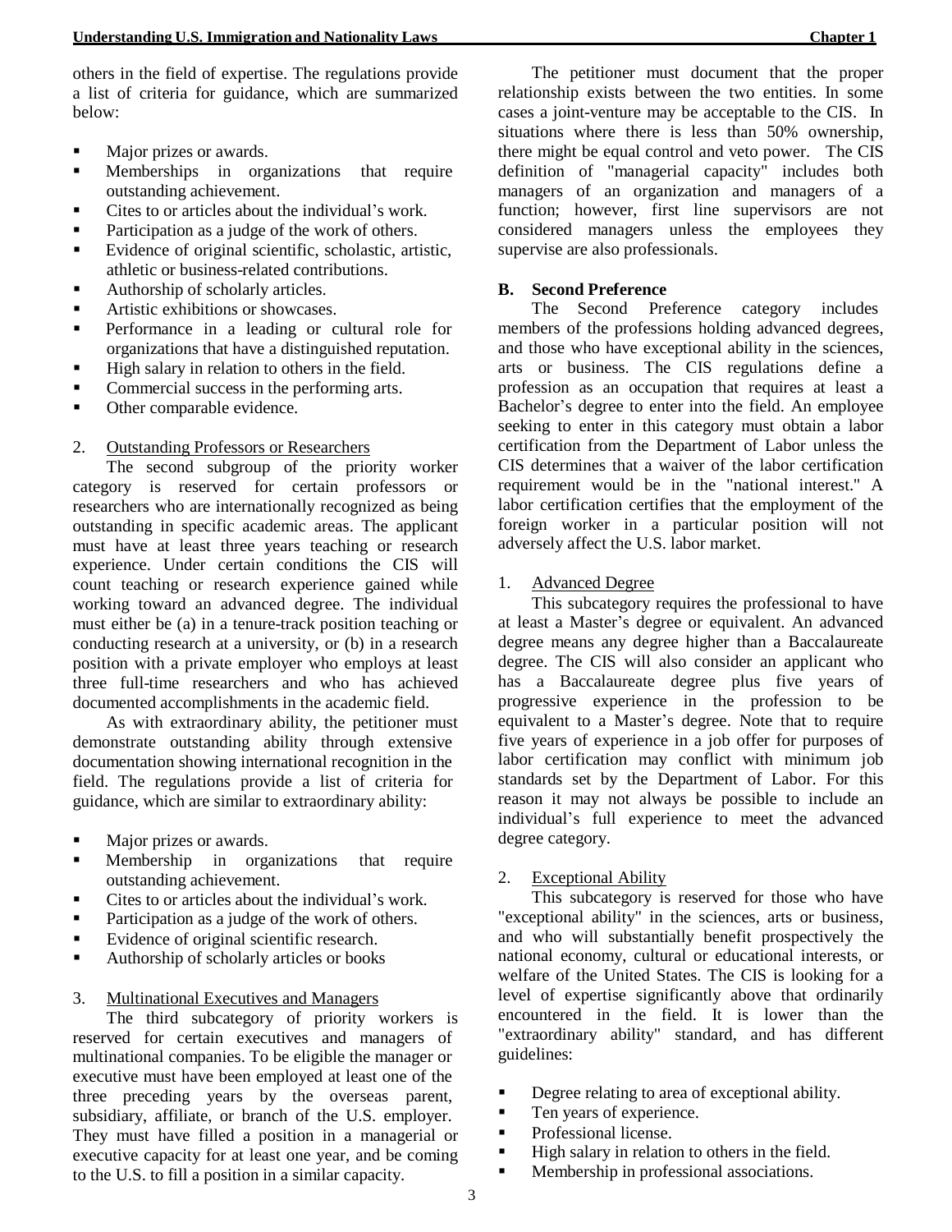others in the field of expertise. The regulations provide a list of criteria for guidance, which are summarized below:

- Major prizes or awards.
- Memberships in organizations that require outstanding achievement.
- Cites to or articles about the individual's work.
- Participation as a judge of the work of others.
- Evidence of original scientific, scholastic, artistic, athletic or business-related contributions.
- Authorship of scholarly articles.
- Artistic exhibitions or showcases.
- Performance in a leading or cultural role for organizations that have a distinguished reputation.
- High salary in relation to others in the field.
- Commercial success in the performing arts.
- Other comparable evidence.

2. Outstanding Professors or Researchers

The second subgroup of the priority worker category is reserved for certain professors or researchers who are internationally recognized as being outstanding in specific academic areas. The applicant must have at least three years teaching or research experience. Under certain conditions the CIS will count teaching or research experience gained while working toward an advanced degree. The individual must either be (a) in a tenure-track position teaching or conducting research at a university, or (b) in a research position with a private employer who employs at least three full-time researchers and who has achieved documented accomplishments in the academic field.

As with extraordinary ability, the petitioner must demonstrate outstanding ability through extensive documentation showing international recognition in the field. The regulations provide a list of criteria for guidance, which are similar to extraordinary ability:

- Major prizes or awards.
- Membership in organizations that require outstanding achievement.
- Cites to or articles about the individual's work.
- Participation as a judge of the work of others.
- Evidence of original scientific research.
- Authorship of scholarly articles or books

3. Multinational Executives and Managers

The third subcategory of priority workers is reserved for certain executives and managers of multinational companies. To be eligible the manager or executive must have been employed at least one of the three preceding years by the overseas parent, subsidiary, affiliate, or branch of the U.S. employer. They must have filled a position in a managerial or executive capacity for at least one year, and be coming to the U.S. to fill a position in a similar capacity.

The petitioner must document that the proper relationship exists between the two entities. In some cases a joint-venture may be acceptable to the CIS. In situations where there is less than 50% ownership, there might be equal control and veto power. The CIS definition of "managerial capacity" includes both managers of an organization and managers of a function; however, first line supervisors are not considered managers unless the employees they supervise are also professionals.

**B. Second Preference**

The Second Preference category includes members of the professions holding advanced degrees, and those who have exceptional ability in the sciences, arts or business. The CIS regulations define a profession as an occupation that requires at least a Bachelor's degree to enter into the field. An employee seeking to enter in this category must obtain a labor certification from the Department of Labor unless the CIS determines that a waiver of the labor certification requirement would be in the "national interest." A labor certification certifies that the employment of the foreign worker in a particular position will not adversely affect the U.S. labor market.

1. Advanced Degree

This subcategory requires the professional to have at least a Master's degree or equivalent. An advanced degree means any degree higher than a Baccalaureate degree. The CIS will also consider an applicant who has a Baccalaureate degree plus five years of progressive experience in the profession to be equivalent to a Master's degree. Note that to require five years of experience in a job offer for purposes of labor certification may conflict with minimum job standards set by the Department of Labor. For this reason it may not always be possible to include an individual's full experience to meet the advanced degree category.

2. Exceptional Ability

This subcategory is reserved for those who have "exceptional ability" in the sciences, arts or business, and who will substantially benefit prospectively the national economy, cultural or educational interests, or welfare of the United States. The CIS is looking for a level of expertise significantly above that ordinarily encountered in the field. It is lower than the "extraordinary ability" standard, and has different guidelines:

- Degree relating to area of exceptional ability.
- Ten years of experience.
- Professional license.
- High salary in relation to others in the field.
- Membership in professional associations.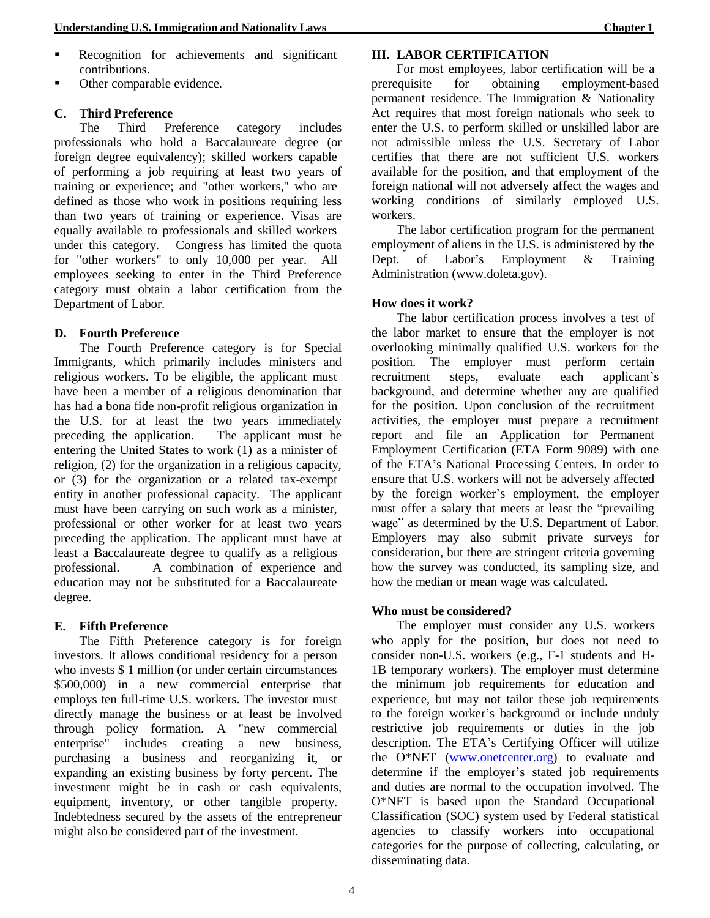- Recognition for achievements and significant contributions.
- Other comparable evidence.

### C. Third Preference

The Third Preference category includes professionals who hold a Baccalaureate degree (or foreign degree equivalency); skilled workers capable of performing a job requiring at least two years of training or experience; and "other workers," who are defined as those who work in positions requiring less than two years of training or experience. Visas are equally available to professionals and skilled workers under this category. Congress has limited the quota for "other workers" to only 10,000 per year. All employees seeking to enter in the Third Preference category must obtain a labor certification from the Department of Labor.

### D. Fourth Preference

The Fourth Preference category is for Special Immigrants, which primarily includes ministers and religious workers. To be eligible, the applicant must have been a member of a religious denomination that has had a bona fide non-profit religious organization in the U.S. for at least the two years immediately preceding the application. The applicant must be entering the United States to work (1) as a minister of religion, (2) for the organization in a religious capacity, or (3) for the organization or a related tax-exempt entity in another professional capacity. The applicant must have been carrying on such work as a minister, professional or other worker for at least two years preceding the application. The applicant must have at least a Baccalaureate degree to qualify as a religious professional. A combination of experience and education may not be substituted for a Baccalaureate degree.

### E. Fifth Preference

The Fifth Preference category is for foreign investors. It allows conditional residency for a person who invests $ 1 million (or under certain circumstances $500,000) in a new commercial enterprise that employs ten full-time U.S. workers. The investor must directly manage the business or at least be involved through policy formation. A "new commercial enterprise" includes creating a new business, purchasing a business and reorganizing it, or expanding an existing business by forty percent. The investment might be in cash or cash equivalents, equipment, inventory, or other tangible property. Indebtedness secured by the assets of the entrepreneur might also be considered part of the investment.

## III. LABOR CERTIFICATION

For most employees, labor certification will be a prerequisite for obtaining employment-based permanent residence. The Immigration & Nationality Act requires that most foreign nationals who seek to enter the U.S. to perform skilled or unskilled labor are not admissible unless the U.S. Secretary of Labor certifies that there are not sufficient U.S. workers available for the position, and that employment of the foreign national will not adversely affect the wages and working conditions of similarly employed U.S. workers.

The labor certification program for the permanent employment of aliens in the U.S. is administered by the Dept. of Labor's Employment & Training Administration (www.doleta.gov).

**How does it work?**

The labor certification process involves a test of the labor market to ensure that the employer is not overlooking minimally qualified U.S. workers for the position. The employer must perform certain recruitment steps, evaluate each applicant's background, and determine whether any are qualified for the position. Upon conclusion of the recruitment activities, the employer must prepare a recruitment report and file an Application for Permanent Employment Certification (ETA Form 9089) with one of the ETA's National Processing Centers. In order to ensure that U.S. workers will not be adversely affected by the foreign worker's employment, the employer must offer a salary that meets at least the "prevailing wage" as determined by the U.S. Department of Labor. Employers may also submit private surveys for consideration, but there are stringent criteria governing how the survey was conducted, its sampling size, and how the median or mean wage was calculated.

**Who must be considered?**

The employer must consider any U.S. workers who apply for the position, but does not need to consider non-U.S. workers (e.g., F-1 students and H-1B temporary workers). The employer must determine the minimum job requirements for education and experience, but may not tailor these job requirements to the foreign worker's background or include unduly restrictive job requirements or duties in the job description. The ETA's Certifying Officer will utilize the O*NET (www.onetcenter.org) to evaluate and determine if the employer's stated job requirements and duties are normal to the occupation involved. The O*NET is based upon the Standard Occupational Classification (SOC) system used by Federal statistical agencies to classify workers into occupational categories for the purpose of collecting, calculating, or disseminating data.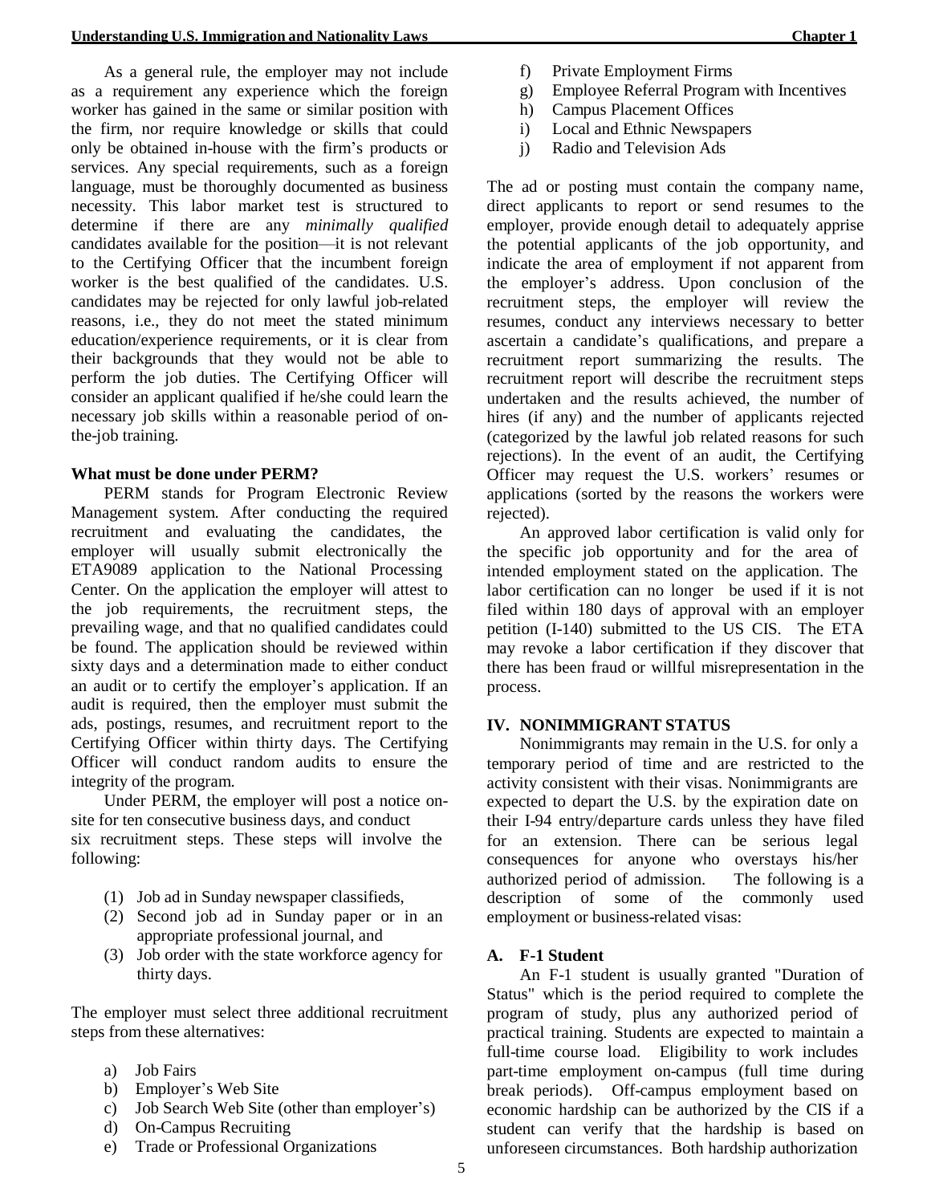As a general rule, the employer may not include as a requirement any experience which the foreign worker has gained in the same or similar position with the firm, nor require knowledge or skills that could only be obtained in-house with the firm's products or services. Any special requirements, such as a foreign language, must be thoroughly documented as business necessity. This labor market test is structured to determine if there are any *minimally qualified* candidates available for the position—it is not relevant to the Certifying Officer that the incumbent foreign worker is the best qualified of the candidates. U.S. candidates may be rejected for only lawful job-related reasons, i.e., they do not meet the stated minimum education/experience requirements, or it is clear from their backgrounds that they would not be able to perform the job duties. The Certifying Officer will consider an applicant qualified if he/she could learn the necessary job skills within a reasonable period of on-the-job training.

**What must be done under PERM?**

PERM stands for Program Electronic Review Management system. After conducting the required recruitment and evaluating the candidates, the employer will usually submit electronically the ETA9089 application to the National Processing Center. On the application the employer will attest to the job requirements, the recruitment steps, the prevailing wage, and that no qualified candidates could be found. The application should be reviewed within sixty days and a determination made to either conduct an audit or to certify the employer's application. If an audit is required, then the employer must submit the ads, postings, resumes, and recruitment report to the Certifying Officer within thirty days. The Certifying Officer will conduct random audits to ensure the integrity of the program.

Under PERM, the employer will post a notice on-site for ten consecutive business days, and conduct six recruitment steps. These steps will involve the following:

(1) Job ad in Sunday newspaper classifieds,
(2) Second job ad in Sunday paper or in an appropriate professional journal, and
(3) Job order with the state workforce agency for thirty days.

The employer must select three additional recruitment steps from these alternatives:

a) Job Fairs
b) Employer's Web Site
c) Job Search Web Site (other than employer's)
d) On-Campus Recruiting
e) Trade or Professional Organizations
f) Private Employment Firms
g) Employee Referral Program with Incentives
h) Campus Placement Offices
i) Local and Ethnic Newspapers
j) Radio and Television Ads

The ad or posting must contain the company name, direct applicants to report or send resumes to the employer, provide enough detail to adequately apprise the potential applicants of the job opportunity, and indicate the area of employment if not apparent from the employer's address. Upon conclusion of the recruitment steps, the employer will review the resumes, conduct any interviews necessary to better ascertain a candidate's qualifications, and prepare a recruitment report summarizing the results. The recruitment report will describe the recruitment steps undertaken and the results achieved, the number of hires (if any) and the number of applicants rejected (categorized by the lawful job related reasons for such rejections). In the event of an audit, the Certifying Officer may request the U.S. workers' resumes or applications (sorted by the reasons the workers were rejected).

An approved labor certification is valid only for the specific job opportunity and for the area of intended employment stated on the application. The labor certification can no longer be used if it is not filed within 180 days of approval with an employer petition (I-140) submitted to the US CIS. The ETA may revoke a labor certification if they discover that there has been fraud or willful misrepresentation in the process.

## IV. NONIMMIGRANT STATUS

Nonimmigrants may remain in the U.S. for only a temporary period of time and are restricted to the activity consistent with their visas. Nonimmigrants are expected to depart the U.S. by the expiration date on their I-94 entry/departure cards unless they have filed for an extension. There can be serious legal consequences for anyone who overstays his/her authorized period of admission. The following is a description of some of the commonly used employment or business-related visas:

### A. F-1 Student

An F-1 student is usually granted "Duration of Status" which is the period required to complete the program of study, plus any authorized period of practical training. Students are expected to maintain a full-time course load. Eligibility to work includes part-time employment on-campus (full time during break periods). Off-campus employment based on economic hardship can be authorized by the CIS if a student can verify that the hardship is based on unforeseen circumstances. Both hardship authorization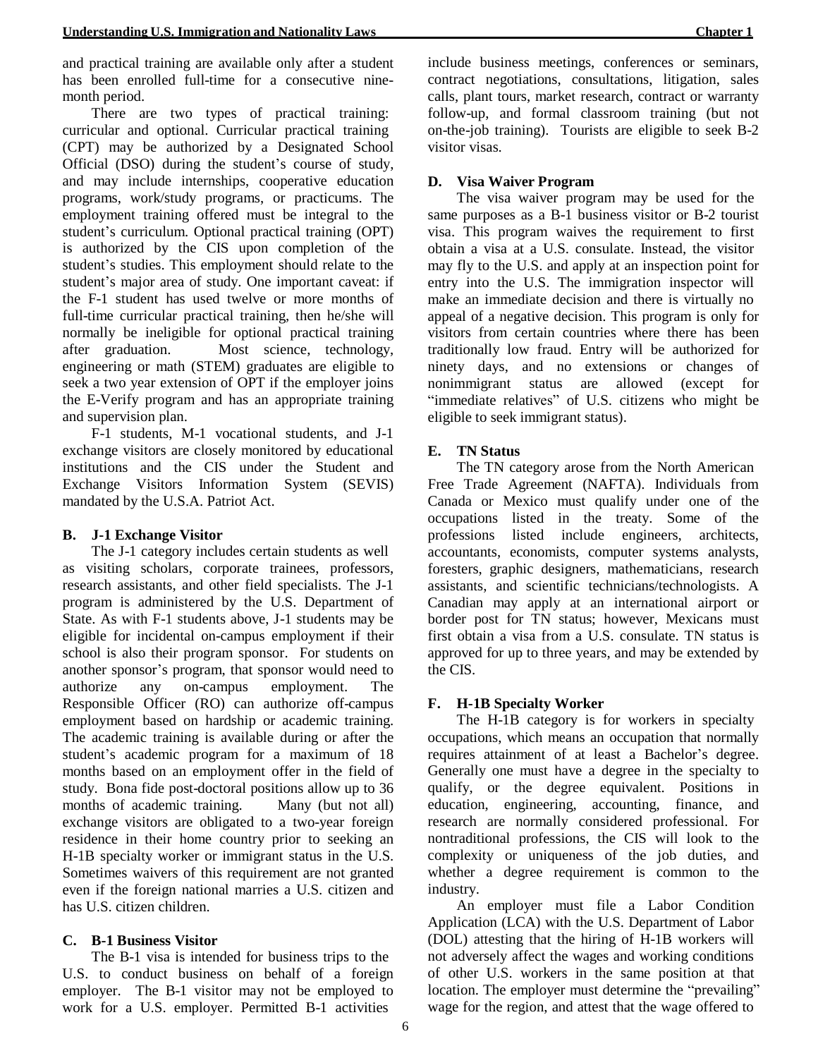and practical training are available only after a student has been enrolled full-time for a consecutive nine-month period.

There are two types of practical training: curricular and optional. Curricular practical training (CPT) may be authorized by a Designated School Official (DSO) during the student's course of study, and may include internships, cooperative education programs, work/study programs, or practicums. The employment training offered must be integral to the student's curriculum. Optional practical training (OPT) is authorized by the CIS upon completion of the student's studies. This employment should relate to the student's major area of study. One important caveat: if the F-1 student has used twelve or more months of full-time curricular practical training, then he/she will normally be ineligible for optional practical training after graduation. Most science, technology, engineering or math (STEM) graduates are eligible to seek a two year extension of OPT if the employer joins the E-Verify program and has an appropriate training and supervision plan.

F-1 students, M-1 vocational students, and J-1 exchange visitors are closely monitored by educational institutions and the CIS under the Student and Exchange Visitors Information System (SEVIS) mandated by the U.S.A. Patriot Act.

### B. J-1 Exchange Visitor

The J-1 category includes certain students as well as visiting scholars, corporate trainees, professors, research assistants, and other field specialists. The J-1 program is administered by the U.S. Department of State. As with F-1 students above, J-1 students may be eligible for incidental on-campus employment if their school is also their program sponsor. For students on another sponsor's program, that sponsor would need to authorize any on-campus employment. The Responsible Officer (RO) can authorize off-campus employment based on hardship or academic training. The academic training is available during or after the student's academic program for a maximum of 18 months based on an employment offer in the field of study. Bona fide post-doctoral positions allow up to 36 months of academic training. Many (but not all) exchange visitors are obligated to a two-year foreign residence in their home country prior to seeking an H-1B specialty worker or immigrant status in the U.S. Sometimes waivers of this requirement are not granted even if the foreign national marries a U.S. citizen and has U.S. citizen children.

### C. B-1 Business Visitor

The B-1 visa is intended for business trips to the U.S. to conduct business on behalf of a foreign employer. The B-1 visitor may not be employed to work for a U.S. employer. Permitted B-1 activities include business meetings, conferences or seminars, contract negotiations, consultations, litigation, sales calls, plant tours, market research, contract or warranty follow-up, and formal classroom training (but not on-the-job training). Tourists are eligible to seek B-2 visitor visas.

### D. Visa Waiver Program

The visa waiver program may be used for the same purposes as a B-1 business visitor or B-2 tourist visa. This program waives the requirement to first obtain a visa at a U.S. consulate. Instead, the visitor may fly to the U.S. and apply at an inspection point for entry into the U.S. The immigration inspector will make an immediate decision and there is virtually no appeal of a negative decision. This program is only for visitors from certain countries where there has been traditionally low fraud. Entry will be authorized for ninety days, and no extensions or changes of nonimmigrant status are allowed (except for "immediate relatives" of U.S. citizens who might be eligible to seek immigrant status).

### E. TN Status

The TN category arose from the North American Free Trade Agreement (NAFTA). Individuals from Canada or Mexico must qualify under one of the occupations listed in the treaty. Some of the professions listed include engineers, architects, accountants, economists, computer systems analysts, foresters, graphic designers, mathematicians, research assistants, and scientific technicians/technologists. A Canadian may apply at an international airport or border post for TN status; however, Mexicans must first obtain a visa from a U.S. consulate. TN status is approved for up to three years, and may be extended by the CIS.

### F. H-1B Specialty Worker

The H-1B category is for workers in specialty occupations, which means an occupation that normally requires attainment of at least a Bachelor's degree. Generally one must have a degree in the specialty to qualify, or the degree equivalent. Positions in education, engineering, accounting, finance, and research are normally considered professional. For nontraditional professions, the CIS will look to the complexity or uniqueness of the job duties, and whether a degree requirement is common to the industry.

An employer must file a Labor Condition Application (LCA) with the U.S. Department of Labor (DOL) attesting that the hiring of H-1B workers will not adversely affect the wages and working conditions of other U.S. workers in the same position at that location. The employer must determine the "prevailing" wage for the region, and attest that the wage offered to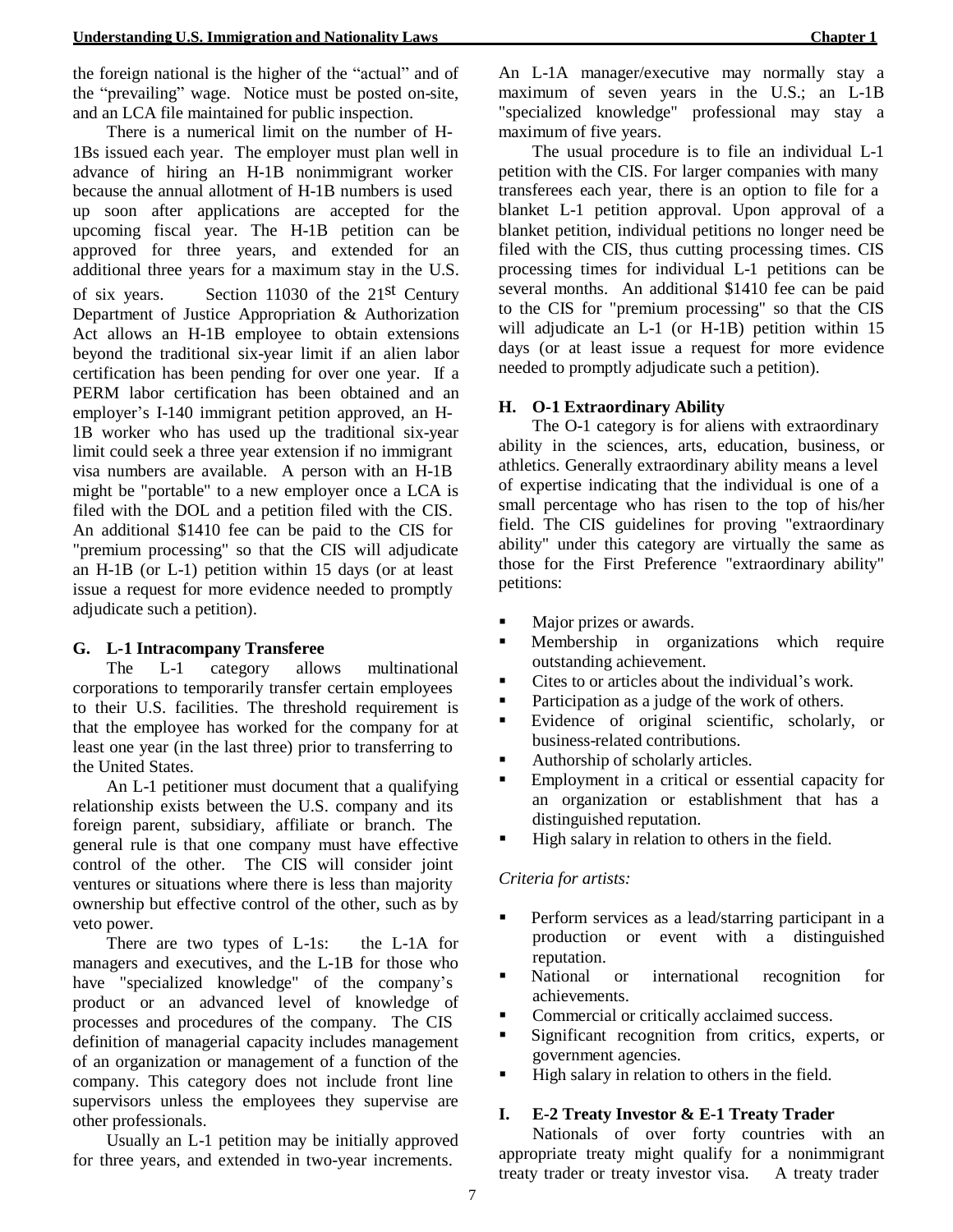the foreign national is the higher of the "actual" and of the "prevailing" wage. Notice must be posted on-site, and an LCA file maintained for public inspection.

There is a numerical limit on the number of H-1Bs issued each year. The employer must plan well in advance of hiring an H-1B nonimmigrant worker because the annual allotment of H-1B numbers is used up soon after applications are accepted for the upcoming fiscal year. The H-1B petition can be approved for three years, and extended for an additional three years for a maximum stay in the U.S. of six years. Section 11030 of the 21st Century Department of Justice Appropriation & Authorization Act allows an H-1B employee to obtain extensions beyond the traditional six-year limit if an alien labor certification has been pending for over one year. If a PERM labor certification has been obtained and an employer's I-140 immigrant petition approved, an H-1B worker who has used up the traditional six-year limit could seek a three year extension if no immigrant visa numbers are available. A person with an H-1B might be "portable" to a new employer once a LCA is filed with the DOL and a petition filed with the CIS. An additional $1410 fee can be paid to the CIS for "premium processing" so that the CIS will adjudicate an H-1B (or L-1) petition within 15 days (or at least issue a request for more evidence needed to promptly adjudicate such a petition).

### G. L-1 Intracompany Transferee

The L-1 category allows multinational corporations to temporarily transfer certain employees to their U.S. facilities. The threshold requirement is that the employee has worked for the company for at least one year (in the last three) prior to transferring to the United States.

An L-1 petitioner must document that a qualifying relationship exists between the U.S. company and its foreign parent, subsidiary, affiliate or branch. The general rule is that one company must have effective control of the other. The CIS will consider joint ventures or situations where there is less than majority ownership but effective control of the other, such as by veto power.

There are two types of L-1s: the L-1A for managers and executives, and the L-1B for those who have "specialized knowledge" of the company's product or an advanced level of knowledge of processes and procedures of the company. The CIS definition of managerial capacity includes management of an organization or management of a function of the company. This category does not include front line supervisors unless the employees they supervise are other professionals.

Usually an L-1 petition may be initially approved for three years, and extended in two-year increments. An L-1A manager/executive may normally stay a maximum of seven years in the U.S.; an L-1B "specialized knowledge" professional may stay a maximum of five years.

The usual procedure is to file an individual L-1 petition with the CIS. For larger companies with many transferees each year, there is an option to file for a blanket L-1 petition approval. Upon approval of a blanket petition, individual petitions no longer need be filed with the CIS, thus cutting processing times. CIS processing times for individual L-1 petitions can be several months. An additional $1410 fee can be paid to the CIS for "premium processing" so that the CIS will adjudicate an L-1 (or H-1B) petition within 15 days (or at least issue a request for more evidence needed to promptly adjudicate such a petition).

### H. O-1 Extraordinary Ability

The O-1 category is for aliens with extraordinary ability in the sciences, arts, education, business, or athletics. Generally extraordinary ability means a level of expertise indicating that the individual is one of a small percentage who has risen to the top of his/her field. The CIS guidelines for proving "extraordinary ability" under this category are virtually the same as those for the First Preference "extraordinary ability" petitions:

- Major prizes or awards.
- Membership in organizations which require outstanding achievement.
- Cites to or articles about the individual's work.
- Participation as a judge of the work of others.
- Evidence of original scientific, scholarly, or business-related contributions.
- Authorship of scholarly articles.
- Employment in a critical or essential capacity for an organization or establishment that has a distinguished reputation.
- High salary in relation to others in the field.

*Criteria for artists:*

- Perform services as a lead/starring participant in a production or event with a distinguished reputation.
- National or international recognition for achievements.
- Commercial or critically acclaimed success.
- Significant recognition from critics, experts, or government agencies.
- High salary in relation to others in the field.

### I. E-2 Treaty Investor & E-1 Treaty Trader

Nationals of over forty countries with an appropriate treaty might qualify for a nonimmigrant treaty trader or treaty investor visa. A treaty trader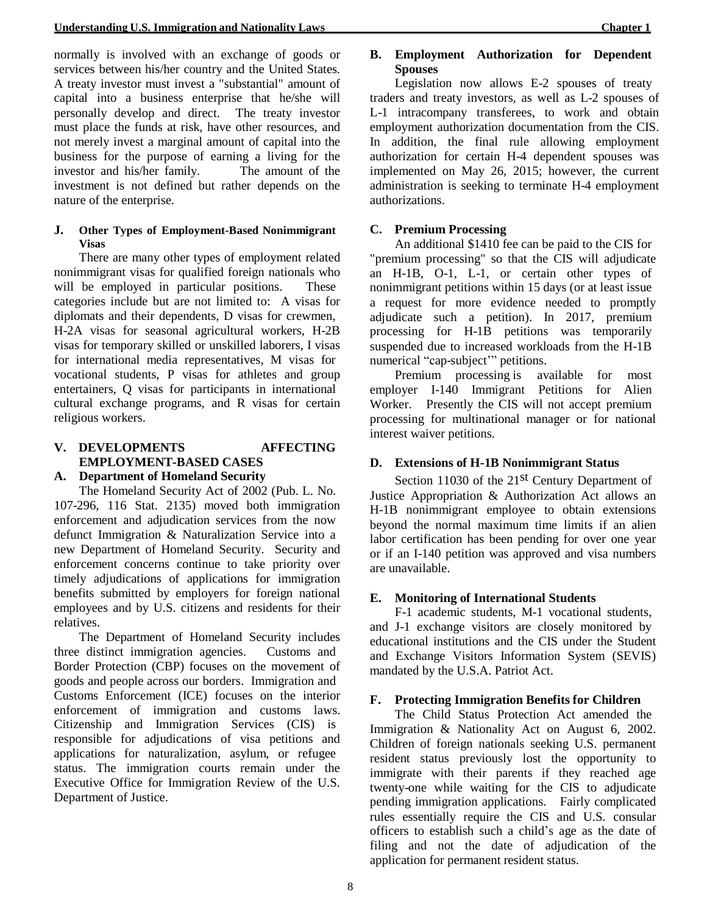normally is involved with an exchange of goods or services between his/her country and the United States. A treaty investor must invest a "substantial" amount of capital into a business enterprise that he/she will personally develop and direct. The treaty investor must place the funds at risk, have other resources, and not merely invest a marginal amount of capital into the business for the purpose of earning a living for the investor and his/her family. The amount of the investment is not defined but rather depends on the nature of the enterprise.

### J. Other Types of Employment-Based Nonimmigrant Visas

There are many other types of employment related nonimmigrant visas for qualified foreign nationals who will be employed in particular positions. These categories include but are not limited to: A visas for diplomats and their dependents, D visas for crewmen, H-2A visas for seasonal agricultural workers, H-2B visas for temporary skilled or unskilled laborers, I visas for international media representatives, M visas for vocational students, P visas for athletes and group entertainers, Q visas for participants in international cultural exchange programs, and R visas for certain religious workers.

## V. DEVELOPMENTS AFFECTING EMPLOYMENT-BASED CASES

### A. Department of Homeland Security

The Homeland Security Act of 2002 (Pub. L. No. 107-296, 116 Stat. 2135) moved both immigration enforcement and adjudication services from the now defunct Immigration & Naturalization Service into a new Department of Homeland Security. Security and enforcement concerns continue to take priority over timely adjudications of applications for immigration benefits submitted by employers for foreign national employees and by U.S. citizens and residents for their relatives.

The Department of Homeland Security includes three distinct immigration agencies. Customs and Border Protection (CBP) focuses on the movement of goods and people across our borders. Immigration and Customs Enforcement (ICE) focuses on the interior enforcement of immigration and customs laws. Citizenship and Immigration Services (CIS) is responsible for adjudications of visa petitions and applications for naturalization, asylum, or refugee status. The immigration courts remain under the Executive Office for Immigration Review of the U.S. Department of Justice.

### B. Employment Authorization for Dependent Spouses

Legislation now allows E-2 spouses of treaty traders and treaty investors, as well as L-2 spouses of L-1 intracompany transferees, to work and obtain employment authorization documentation from the CIS. In addition, the final rule allowing employment authorization for certain H-4 dependent spouses was implemented on May 26, 2015; however, the current administration is seeking to terminate H-4 employment authorizations.

### C. Premium Processing

An additional $1410 fee can be paid to the CIS for "premium processing" so that the CIS will adjudicate an H-1B, O-1, L-1, or certain other types of nonimmigrant petitions within 15 days (or at least issue a request for more evidence needed to promptly adjudicate such a petition). In 2017, premium processing for H-1B petitions was temporarily suspended due to increased workloads from the H-1B numerical "cap-subject'" petitions.

Premium processing is available for most employer I-140 Immigrant Petitions for Alien Worker. Presently the CIS will not accept premium processing for multinational manager or for national interest waiver petitions.

### D. Extensions of H-1B Nonimmigrant Status

Section 11030 of the 21st Century Department of Justice Appropriation & Authorization Act allows an H-1B nonimmigrant employee to obtain extensions beyond the normal maximum time limits if an alien labor certification has been pending for over one year or if an I-140 petition was approved and visa numbers are unavailable.

### E. Monitoring of International Students

F-1 academic students, M-1 vocational students, and J-1 exchange visitors are closely monitored by educational institutions and the CIS under the Student and Exchange Visitors Information System (SEVIS) mandated by the U.S.A. Patriot Act.

### F. Protecting Immigration Benefits for Children

The Child Status Protection Act amended the Immigration & Nationality Act on August 6, 2002. Children of foreign nationals seeking U.S. permanent resident status previously lost the opportunity to immigrate with their parents if they reached age twenty-one while waiting for the CIS to adjudicate pending immigration applications. Fairly complicated rules essentially require the CIS and U.S. consular officers to establish such a child's age as the date of filing and not the date of adjudication of the application for permanent resident status.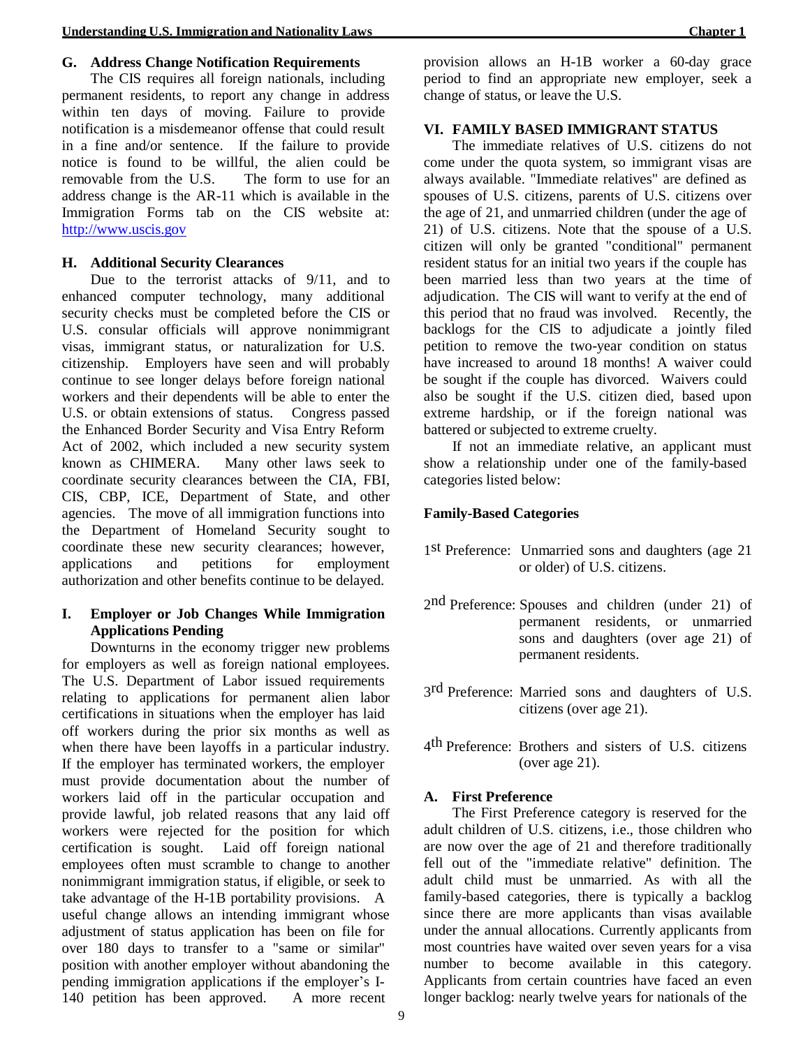### G. Address Change Notification Requirements

The CIS requires all foreign nationals, including permanent residents, to report any change in address within ten days of moving. Failure to provide notification is a misdemeanor offense that could result in a fine and/or sentence. If the failure to provide notice is found to be willful, the alien could be removable from the U.S. The form to use for an address change is the AR-11 which is available in the Immigration Forms tab on the CIS website at: http://www.uscis.gov

### H. Additional Security Clearances

Due to the terrorist attacks of 9/11, and to enhanced computer technology, many additional security checks must be completed before the CIS or U.S. consular officials will approve nonimmigrant visas, immigrant status, or naturalization for U.S. citizenship. Employers have seen and will probably continue to see longer delays before foreign national workers and their dependents will be able to enter the U.S. or obtain extensions of status. Congress passed the Enhanced Border Security and Visa Entry Reform Act of 2002, which included a new security system known as CHIMERA. Many other laws seek to coordinate security clearances between the CIA, FBI, CIS, CBP, ICE, Department of State, and other agencies. The move of all immigration functions into the Department of Homeland Security sought to coordinate these new security clearances; however, applications and petitions for employment authorization and other benefits continue to be delayed.

### I. Employer or Job Changes While Immigration Applications Pending

Downturns in the economy trigger new problems for employers as well as foreign national employees. The U.S. Department of Labor issued requirements relating to applications for permanent alien labor certifications in situations when the employer has laid off workers during the prior six months as well as when there have been layoffs in a particular industry. If the employer has terminated workers, the employer must provide documentation about the number of workers laid off in the particular occupation and provide lawful, job related reasons that any laid off workers were rejected for the position for which certification is sought. Laid off foreign national employees often must scramble to change to another nonimmigrant immigration status, if eligible, or seek to take advantage of the H-1B portability provisions. A useful change allows an intending immigrant whose adjustment of status application has been on file for over 180 days to transfer to a "same or similar" position with another employer without abandoning the pending immigration applications if the employer's I-140 petition has been approved. A more recent provision allows an H-1B worker a 60-day grace period to find an appropriate new employer, seek a change of status, or leave the U.S.

## VI. FAMILY BASED IMMIGRANT STATUS

The immediate relatives of U.S. citizens do not come under the quota system, so immigrant visas are always available. "Immediate relatives" are defined as spouses of U.S. citizens, parents of U.S. citizens over the age of 21, and unmarried children (under the age of 21) of U.S. citizens. Note that the spouse of a U.S. citizen will only be granted "conditional" permanent resident status for an initial two years if the couple has been married less than two years at the time of adjudication. The CIS will want to verify at the end of this period that no fraud was involved. Recently, the backlogs for the CIS to adjudicate a jointly filed petition to remove the two-year condition on status have increased to around 18 months! A waiver could be sought if the couple has divorced. Waivers could also be sought if the U.S. citizen died, based upon extreme hardship, or if the foreign national was battered or subjected to extreme cruelty.

If not an immediate relative, an applicant must show a relationship under one of the family-based categories listed below:

**Family-Based Categories**

1st Preference: Unmarried sons and daughters (age 21 or older) of U.S. citizens.

2nd Preference: Spouses and children (under 21) of permanent residents, or unmarried sons and daughters (over age 21) of permanent residents.

3rd Preference: Married sons and daughters of U.S. citizens (over age 21).

4th Preference: Brothers and sisters of U.S. citizens (over age 21).

### A. First Preference

The First Preference category is reserved for the adult children of U.S. citizens, i.e., those children who are now over the age of 21 and therefore traditionally fell out of the "immediate relative" definition. The adult child must be unmarried. As with all the family-based categories, there is typically a backlog since there are more applicants than visas available under the annual allocations. Currently applicants from most countries have waited over seven years for a visa number to become available in this category. Applicants from certain countries have faced an even longer backlog: nearly twelve years for nationals of the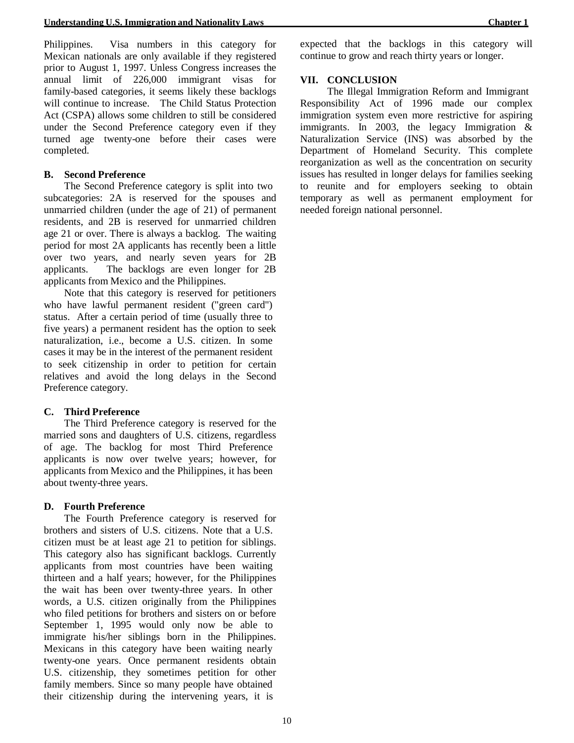Philippines. Visa numbers in this category for Mexican nationals are only available if they registered prior to August 1, 1997. Unless Congress increases the annual limit of 226,000 immigrant visas for family-based categories, it seems likely these backlogs will continue to increase. The Child Status Protection Act (CSPA) allows some children to still be considered under the Second Preference category even if they turned age twenty-one before their cases were completed.

### B. Second Preference

The Second Preference category is split into two subcategories: 2A is reserved for the spouses and unmarried children (under the age of 21) of permanent residents, and 2B is reserved for unmarried children age 21 or over. There is always a backlog. The waiting period for most 2A applicants has recently been a little over two years, and nearly seven years for 2B applicants. The backlogs are even longer for 2B applicants from Mexico and the Philippines.

Note that this category is reserved for petitioners who have lawful permanent resident ("green card") status. After a certain period of time (usually three to five years) a permanent resident has the option to seek naturalization, i.e., become a U.S. citizen. In some cases it may be in the interest of the permanent resident to seek citizenship in order to petition for certain relatives and avoid the long delays in the Second Preference category.

### C. Third Preference

The Third Preference category is reserved for the married sons and daughters of U.S. citizens, regardless of age. The backlog for most Third Preference applicants is now over twelve years; however, for applicants from Mexico and the Philippines, it has been about twenty-three years.

### D. Fourth Preference

The Fourth Preference category is reserved for brothers and sisters of U.S. citizens. Note that a U.S. citizen must be at least age 21 to petition for siblings. This category also has significant backlogs. Currently applicants from most countries have been waiting thirteen and a half years; however, for the Philippines the wait has been over twenty-three years. In other words, a U.S. citizen originally from the Philippines who filed petitions for brothers and sisters on or before September 1, 1995 would only now be able to immigrate his/her siblings born in the Philippines. Mexicans in this category have been waiting nearly twenty-one years. Once permanent residents obtain U.S. citizenship, they sometimes petition for other family members. Since so many people have obtained their citizenship during the intervening years, it is expected that the backlogs in this category will continue to grow and reach thirty years or longer.

## VII. CONCLUSION

The Illegal Immigration Reform and Immigrant Responsibility Act of 1996 made our complex immigration system even more restrictive for aspiring immigrants. In 2003, the legacy Immigration & Naturalization Service (INS) was absorbed by the Department of Homeland Security. This complete reorganization as well as the concentration on security issues has resulted in longer delays for families seeking to reunite and for employers seeking to obtain temporary as well as permanent employment for needed foreign national personnel.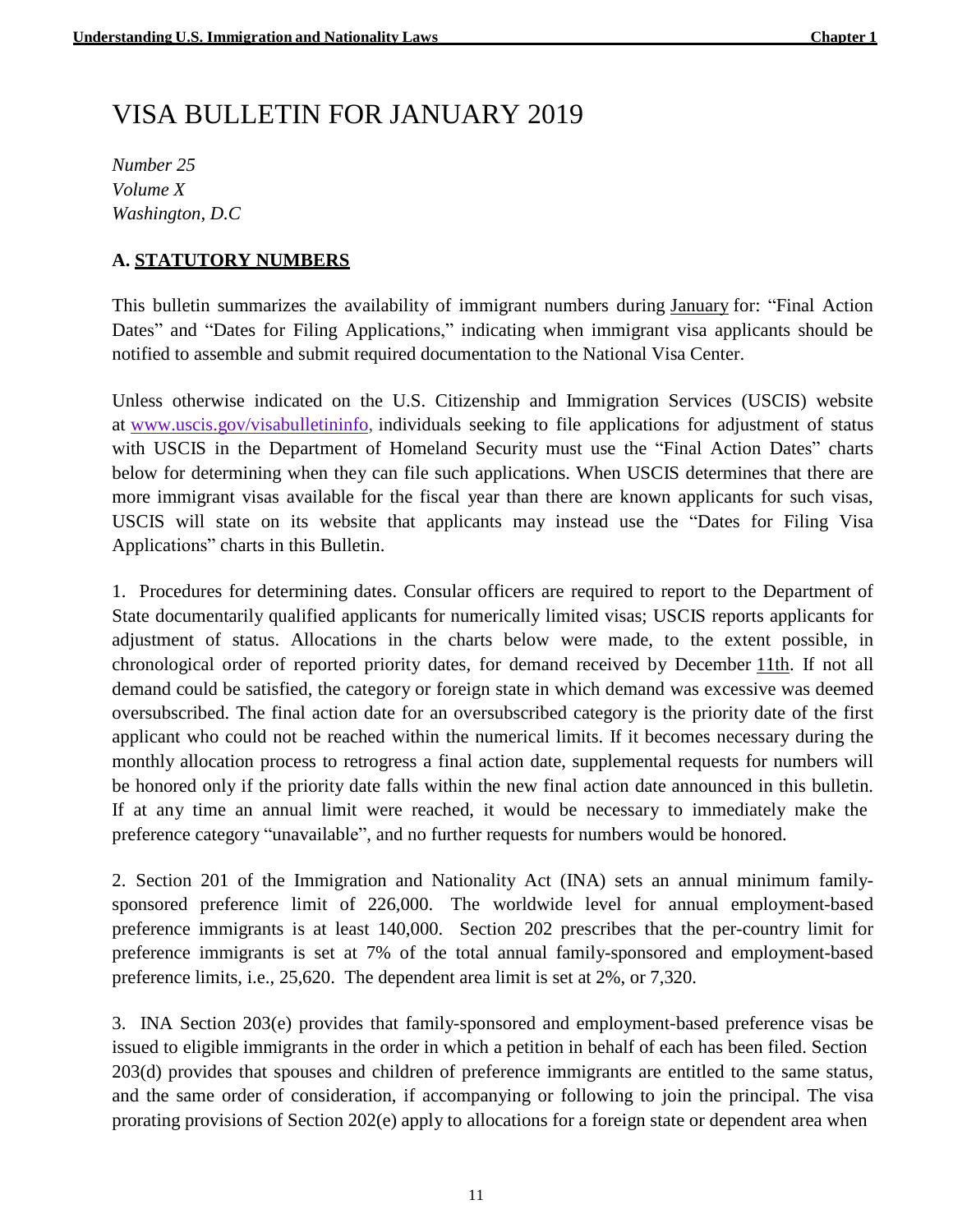# VISA BULLETIN FOR JANUARY 2019

*Number 25*
*Volume X*
*Washington, D.C*

## A. STATUTORY NUMBERS

This bulletin summarizes the availability of immigrant numbers during January for: "Final Action Dates" and "Dates for Filing Applications," indicating when immigrant visa applicants should be notified to assemble and submit required documentation to the National Visa Center.

Unless otherwise indicated on the U.S. Citizenship and Immigration Services (USCIS) website at www.uscis.gov/visabulletininfo, individuals seeking to file applications for adjustment of status with USCIS in the Department of Homeland Security must use the "Final Action Dates" charts below for determining when they can file such applications. When USCIS determines that there are more immigrant visas available for the fiscal year than there are known applicants for such visas, USCIS will state on its website that applicants may instead use the "Dates for Filing Visa Applications" charts in this Bulletin.

1. Procedures for determining dates. Consular officers are required to report to the Department of State documentarily qualified applicants for numerically limited visas; USCIS reports applicants for adjustment of status. Allocations in the charts below were made, to the extent possible, in chronological order of reported priority dates, for demand received by December 11th. If not all demand could be satisfied, the category or foreign state in which demand was excessive was deemed oversubscribed. The final action date for an oversubscribed category is the priority date of the first applicant who could not be reached within the numerical limits. If it becomes necessary during the monthly allocation process to retrogress a final action date, supplemental requests for numbers will be honored only if the priority date falls within the new final action date announced in this bulletin. If at any time an annual limit were reached, it would be necessary to immediately make the preference category "unavailable", and no further requests for numbers would be honored.

2. Section 201 of the Immigration and Nationality Act (INA) sets an annual minimum family-sponsored preference limit of 226,000. The worldwide level for annual employment-based preference immigrants is at least 140,000. Section 202 prescribes that the per-country limit for preference immigrants is set at 7% of the total annual family-sponsored and employment-based preference limits, i.e., 25,620. The dependent area limit is set at 2%, or 7,320.

3. INA Section 203(e) provides that family-sponsored and employment-based preference visas be issued to eligible immigrants in the order in which a petition in behalf of each has been filed. Section 203(d) provides that spouses and children of preference immigrants are entitled to the same status, and the same order of consideration, if accompanying or following to join the principal. The visa prorating provisions of Section 202(e) apply to allocations for a foreign state or dependent area when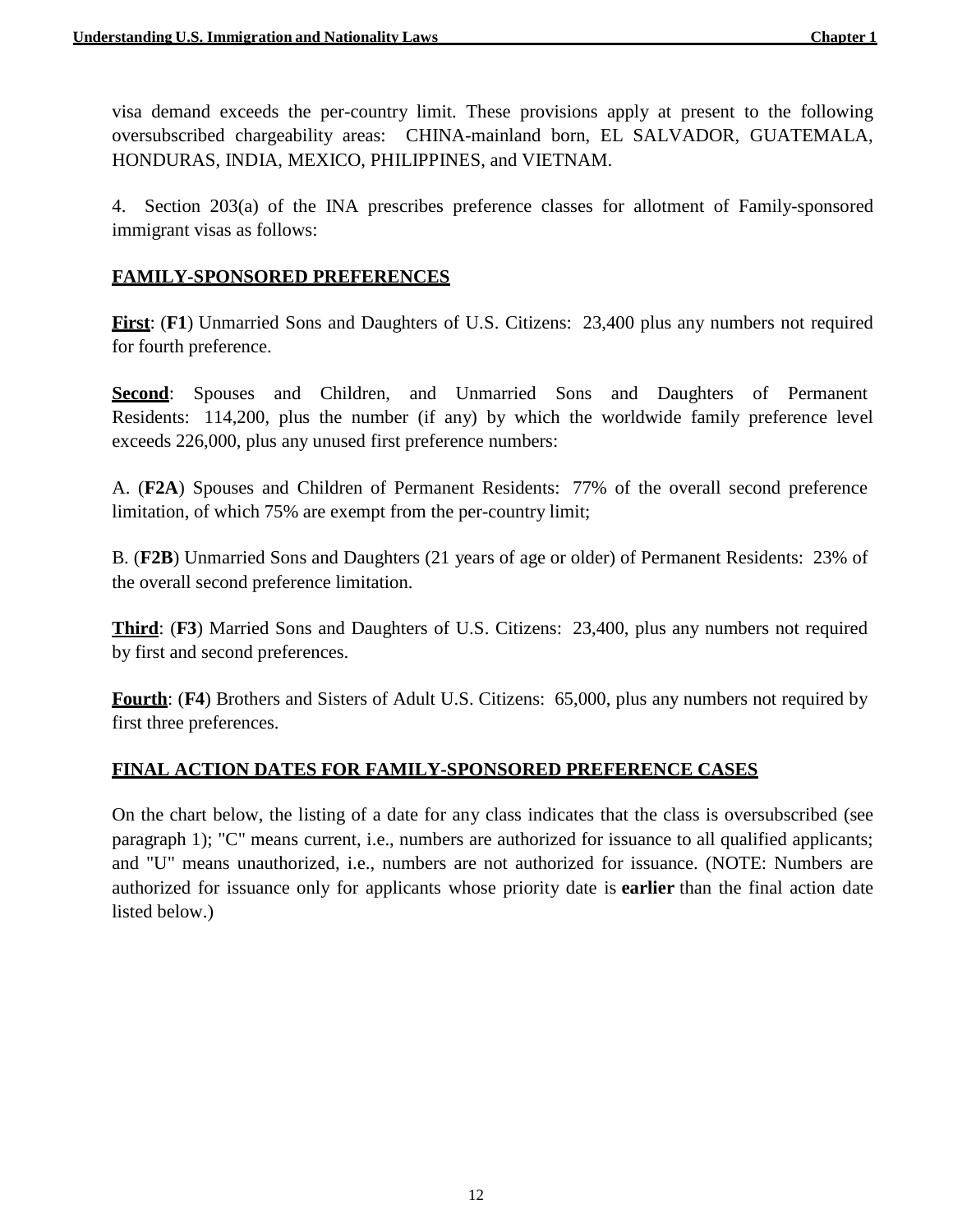visa demand exceeds the per-country limit. These provisions apply at present to the following oversubscribed chargeability areas: CHINA-mainland born, EL SALVADOR, GUATEMALA, HONDURAS, INDIA, MEXICO, PHILIPPINES, and VIETNAM.

4. Section 203(a) of the INA prescribes preference classes for allotment of Family-sponsored immigrant visas as follows:

## FAMILY-SPONSORED PREFERENCES

**First**: (**F1**) Unmarried Sons and Daughters of U.S. Citizens: 23,400 plus any numbers not required for fourth preference.

**Second**: Spouses and Children, and Unmarried Sons and Daughters of Permanent Residents: 114,200, plus the number (if any) by which the worldwide family preference level exceeds 226,000, plus any unused first preference numbers:

A. (**F2A**) Spouses and Children of Permanent Residents: 77% of the overall second preference limitation, of which 75% are exempt from the per-country limit;

B. (**F2B**) Unmarried Sons and Daughters (21 years of age or older) of Permanent Residents: 23% of the overall second preference limitation.

**Third**: (**F3**) Married Sons and Daughters of U.S. Citizens: 23,400, plus any numbers not required by first and second preferences.

**Fourth**: (**F4**) Brothers and Sisters of Adult U.S. Citizens: 65,000, plus any numbers not required by first three preferences.

## FINAL ACTION DATES FOR FAMILY-SPONSORED PREFERENCE CASES

On the chart below, the listing of a date for any class indicates that the class is oversubscribed (see paragraph 1); "C" means current, i.e., numbers are authorized for issuance to all qualified applicants; and "U" means unauthorized, i.e., numbers are not authorized for issuance. (NOTE: Numbers are authorized for issuance only for applicants whose priority date is **earlier** than the final action date listed below.)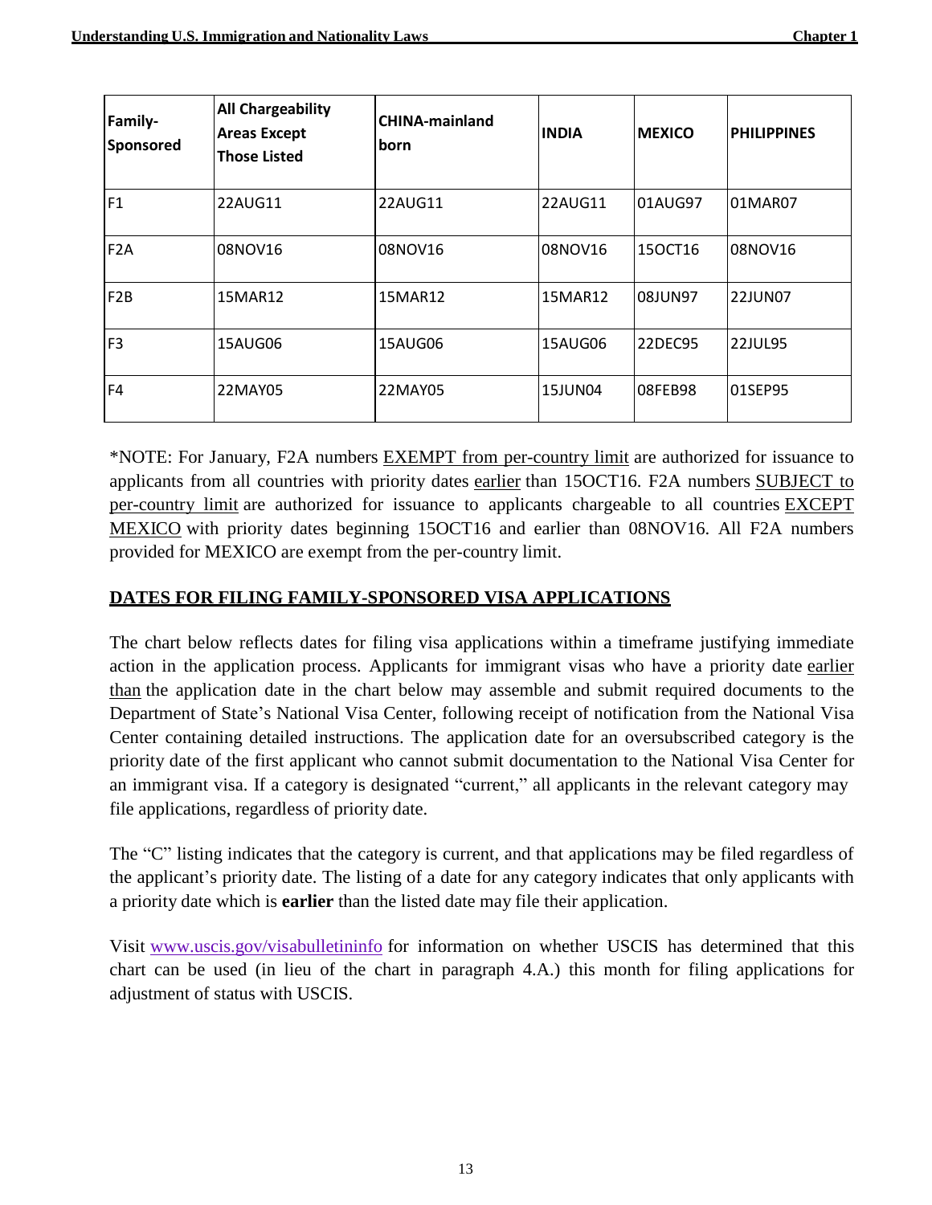| Family-Sponsored | All Chargeability Areas Except Those Listed | CHINA-mainland born | INDIA | MEXICO | PHILIPPINES |
|---|---|---|---|---|---|
| F1 | 22AUG11 | 22AUG11 | 22AUG11 | 01AUG97 | 01MAR07 |
| F2A | 08NOV16 | 08NOV16 | 08NOV16 | 15OCT16 | 08NOV16 |
| F2B | 15MAR12 | 15MAR12 | 15MAR12 | 08JUN97 | 22JUN07 |
| F3 | 15AUG06 | 15AUG06 | 15AUG06 | 22DEC95 | 22JUL95 |
| F4 | 22MAY05 | 22MAY05 | 15JUN04 | 08FEB98 | 01SEP95 |

*NOTE: For January, F2A numbers EXEMPT from per-country limit are authorized for issuance to applicants from all countries with priority dates earlier than 15OCT16. F2A numbers SUBJECT to per-country limit are authorized for issuance to applicants chargeable to all countries EXCEPT MEXICO with priority dates beginning 15OCT16 and earlier than 08NOV16. All F2A numbers provided for MEXICO are exempt from the per-country limit.

## DATES FOR FILING FAMILY-SPONSORED VISA APPLICATIONS

The chart below reflects dates for filing visa applications within a timeframe justifying immediate action in the application process. Applicants for immigrant visas who have a priority date earlier than the application date in the chart below may assemble and submit required documents to the Department of State's National Visa Center, following receipt of notification from the National Visa Center containing detailed instructions. The application date for an oversubscribed category is the priority date of the first applicant who cannot submit documentation to the National Visa Center for an immigrant visa. If a category is designated "current," all applicants in the relevant category may file applications, regardless of priority date.

The "C" listing indicates that the category is current, and that applications may be filed regardless of the applicant's priority date. The listing of a date for any category indicates that only applicants with a priority date which is **earlier** than the listed date may file their application.

Visit www.uscis.gov/visabulletininfo for information on whether USCIS has determined that this chart can be used (in lieu of the chart in paragraph 4.A.) this month for filing applications for adjustment of status with USCIS.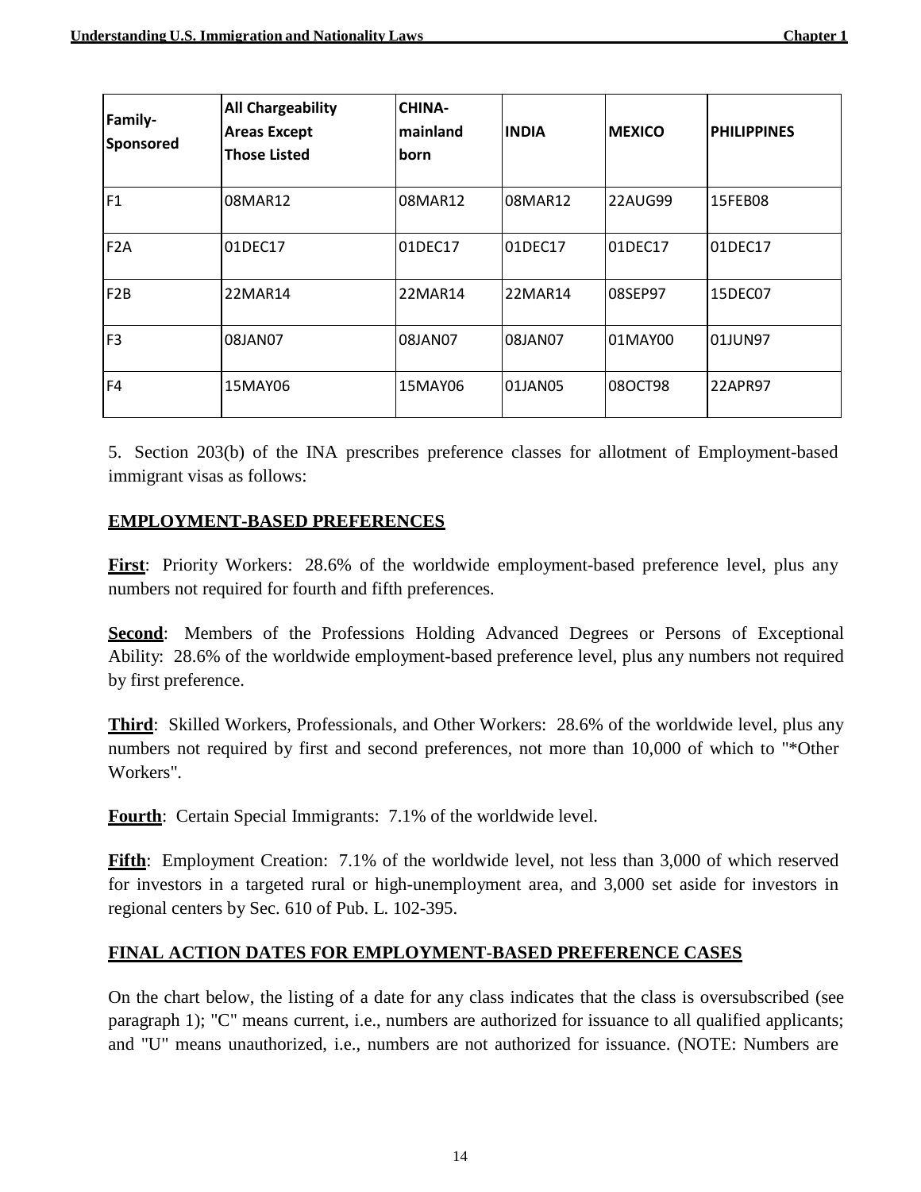| Family-Sponsored | All Chargeability Areas Except Those Listed | CHINA-mainland born | INDIA | MEXICO | PHILIPPINES |
|---|---|---|---|---|---|
| F1 | 08MAR12 | 08MAR12 | 08MAR12 | 22AUG99 | 15FEB08 |
| F2A | 01DEC17 | 01DEC17 | 01DEC17 | 01DEC17 | 01DEC17 |
| F2B | 22MAR14 | 22MAR14 | 22MAR14 | 08SEP97 | 15DEC07 |
| F3 | 08JAN07 | 08JAN07 | 08JAN07 | 01MAY00 | 01JUN97 |
| F4 | 15MAY06 | 15MAY06 | 01JAN05 | 08OCT98 | 22APR97 |

5. Section 203(b) of the INA prescribes preference classes for allotment of Employment-based immigrant visas as follows:

## EMPLOYMENT-BASED PREFERENCES

**First**: Priority Workers: 28.6% of the worldwide employment-based preference level, plus any numbers not required for fourth and fifth preferences.

**Second**: Members of the Professions Holding Advanced Degrees or Persons of Exceptional Ability: 28.6% of the worldwide employment-based preference level, plus any numbers not required by first preference.

**Third**: Skilled Workers, Professionals, and Other Workers: 28.6% of the worldwide level, plus any numbers not required by first and second preferences, not more than 10,000 of which to "*Other Workers".

**Fourth**: Certain Special Immigrants: 7.1% of the worldwide level.

**Fifth**: Employment Creation: 7.1% of the worldwide level, not less than 3,000 of which reserved for investors in a targeted rural or high-unemployment area, and 3,000 set aside for investors in regional centers by Sec. 610 of Pub. L. 102-395.

## FINAL ACTION DATES FOR EMPLOYMENT-BASED PREFERENCE CASES

On the chart below, the listing of a date for any class indicates that the class is oversubscribed (see paragraph 1); "C" means current, i.e., numbers are authorized for issuance to all qualified applicants; and "U" means unauthorized, i.e., numbers are not authorized for issuance. (NOTE: Numbers are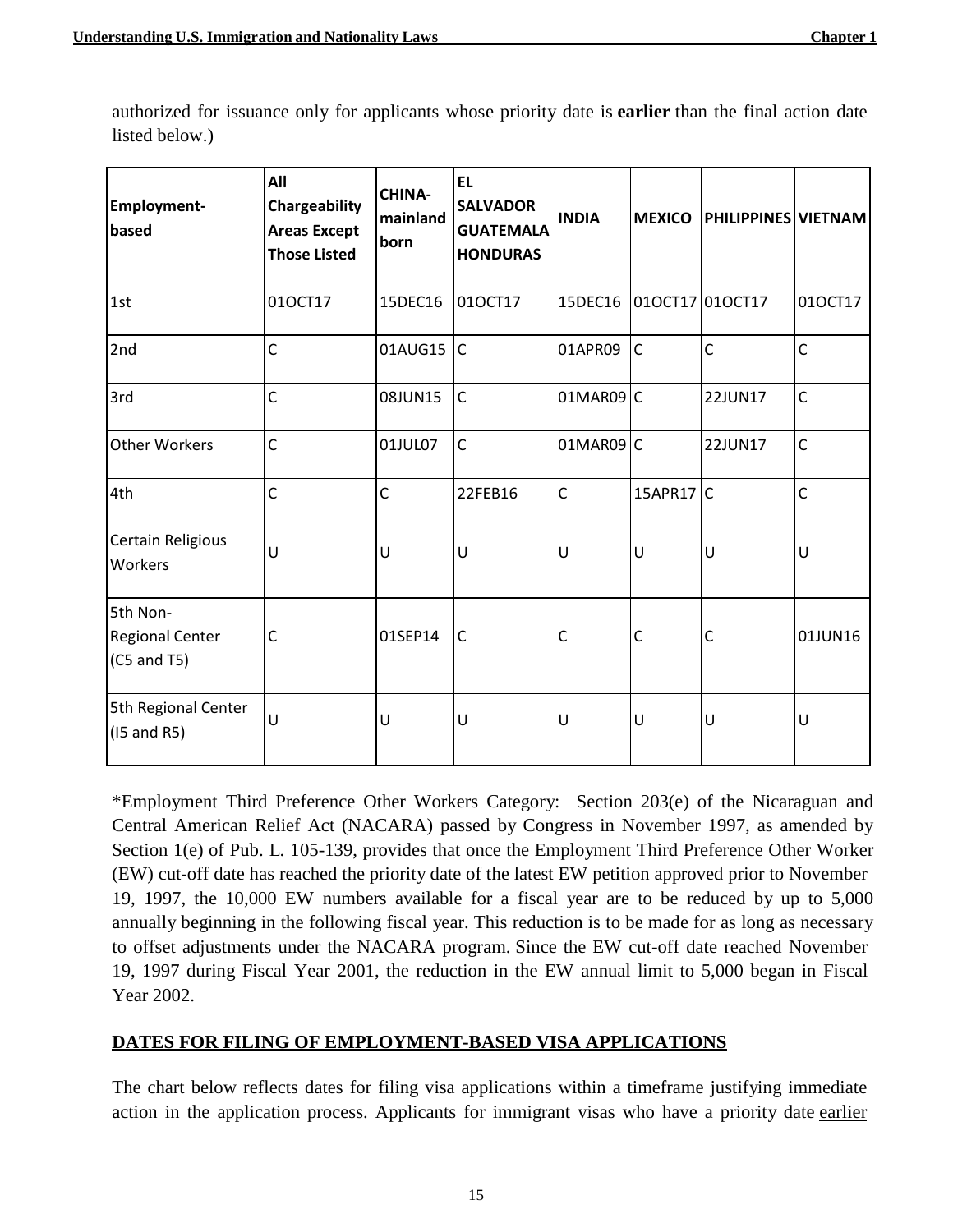authorized for issuance only for applicants whose priority date is **earlier** than the final action date listed below.)

| **Employment-based** | **All Chargeability Areas Except Those Listed** | **CHINA-mainland born** | **EL SALVADOR GUATEMALA HONDURAS** | **INDIA** | **MEXICO** | **PHILIPPINES** | **VIETNAM** |
|---|---|---|---|---|---|---|---|
| 1st | 01OCT17 | 15DEC16 | 01OCT17 | 15DEC16 | 01OCT17 | 01OCT17 | 01OCT17 |
| 2nd | C | 01AUG15 | C | 01APR09 | C | C | C |
| 3rd | C | 08JUN15 | C | 01MAR09 | C | 22JUN17 | C |
| Other Workers | C | 01JUL07 | C | 01MAR09 | C | 22JUN17 | C |
| 4th | C | C | 22FEB16 | C | 15APR17 | C | C |
| Certain Religious Workers | U | U | U | U | U | U | U |
| 5th Non-Regional Center (C5 and T5) | C | 01SEP14 | C | C | C | C | 01JUN16 |
| 5th Regional Center (I5 and R5) | U | U | U | U | U | U | U |

*Employment Third Preference Other Workers Category: Section 203(e) of the Nicaraguan and Central American Relief Act (NACARA) passed by Congress in November 1997, as amended by Section 1(e) of Pub. L. 105-139, provides that once the Employment Third Preference Other Worker (EW) cut-off date has reached the priority date of the latest EW petition approved prior to November 19, 1997, the 10,000 EW numbers available for a fiscal year are to be reduced by up to 5,000 annually beginning in the following fiscal year. This reduction is to be made for as long as necessary to offset adjustments under the NACARA program. Since the EW cut-off date reached November 19, 1997 during Fiscal Year 2001, the reduction in the EW annual limit to 5,000 began in Fiscal Year 2002.

## DATES FOR FILING OF EMPLOYMENT-BASED VISA APPLICATIONS

The chart below reflects dates for filing visa applications within a timeframe justifying immediate action in the application process. Applicants for immigrant visas who have a priority date earlier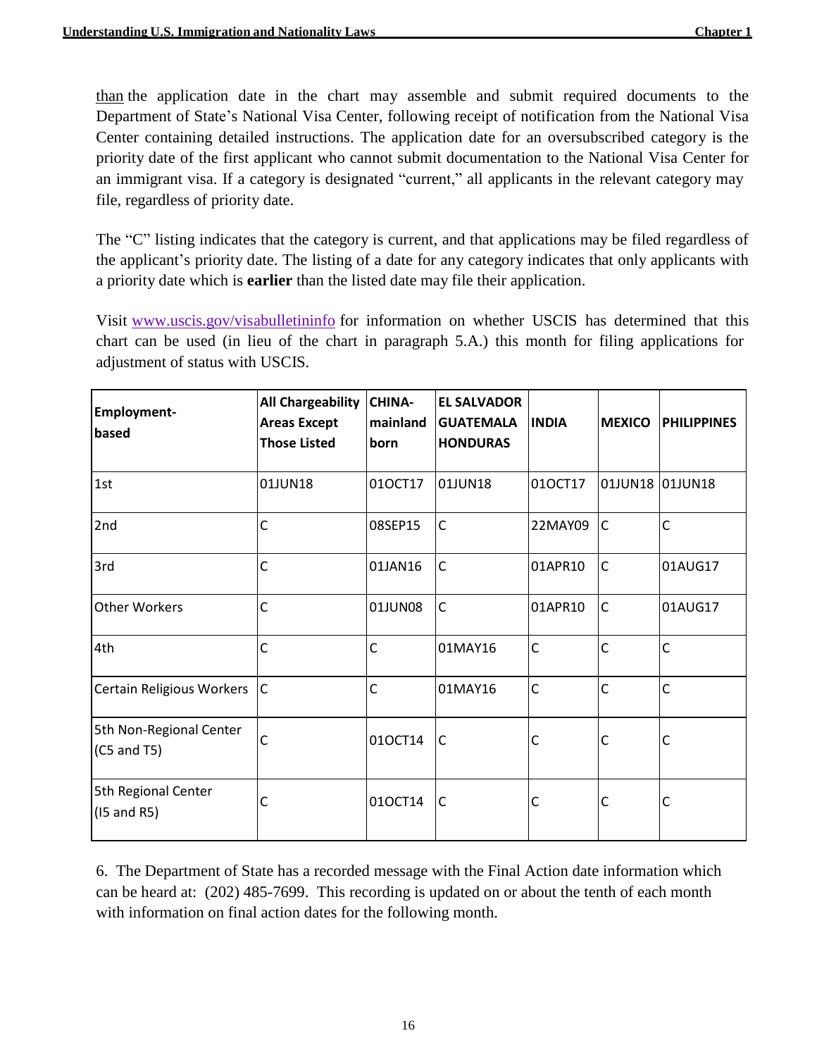than the application date in the chart may assemble and submit required documents to the Department of State's National Visa Center, following receipt of notification from the National Visa Center containing detailed instructions. The application date for an oversubscribed category is the priority date of the first applicant who cannot submit documentation to the National Visa Center for an immigrant visa. If a category is designated "current," all applicants in the relevant category may file, regardless of priority date.

The "C" listing indicates that the category is current, and that applications may be filed regardless of the applicant's priority date. The listing of a date for any category indicates that only applicants with a priority date which is **earlier** than the listed date may file their application.

Visit [www.uscis.gov/visabulletininfo](www.uscis.gov/visabulletininfo) for information on whether USCIS has determined that this chart can be used (in lieu of the chart in paragraph 5.A.) this month for filing applications for adjustment of status with USCIS.

| Employment-based | All Chargeability Areas Except Those Listed | CHINA-mainland born | EL SALVADOR GUATEMALA HONDURAS | INDIA | MEXICO | PHILIPPINES |
|---|---|---|---|---|---|---|
| 1st | 01JUN18 | 01OCT17 | 01JUN18 | 01OCT17 | 01JUN18 | 01JUN18 |
| 2nd | C | 08SEP15 | C | 22MAY09 | C | C |
| 3rd | C | 01JAN16 | C | 01APR10 | C | 01AUG17 |
| Other Workers | C | 01JUN08 | C | 01APR10 | C | 01AUG17 |
| 4th | C | C | 01MAY16 | C | C | C |
| Certain Religious Workers | C | C | 01MAY16 | C | C | C |
| 5th Non-Regional Center (C5 and T5) | C | 01OCT14 | C | C | C | C |
| 5th Regional Center (I5 and R5) | C | 01OCT14 | C | C | C | C |

6. The Department of State has a recorded message with the Final Action date information which can be heard at: (202) 485-7699. This recording is updated on or about the tenth of each month with information on final action dates for the following month.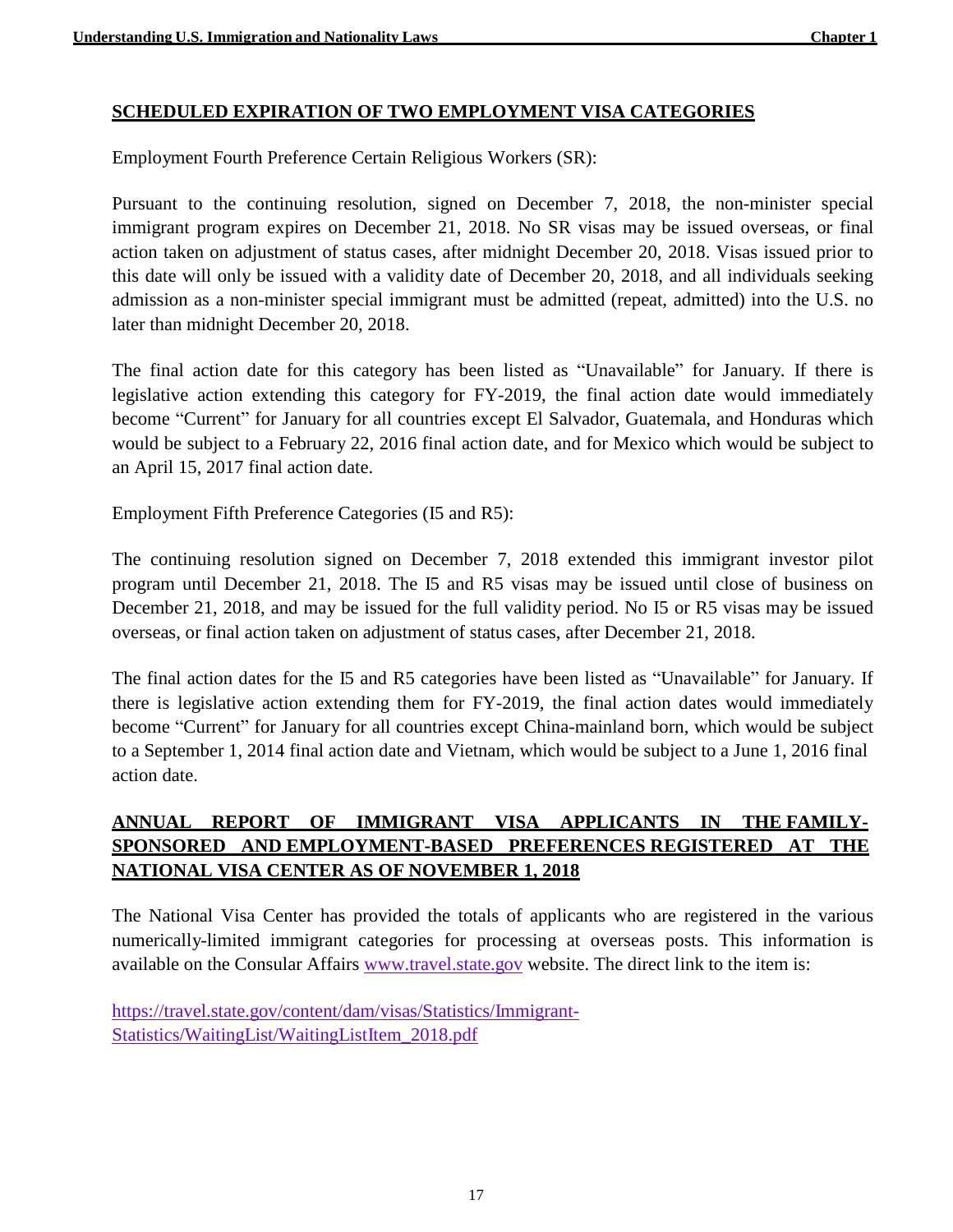## SCHEDULED EXPIRATION OF TWO EMPLOYMENT VISA CATEGORIES

Employment Fourth Preference Certain Religious Workers (SR):

Pursuant to the continuing resolution, signed on December 7, 2018, the non-minister special immigrant program expires on December 21, 2018. No SR visas may be issued overseas, or final action taken on adjustment of status cases, after midnight December 20, 2018. Visas issued prior to this date will only be issued with a validity date of December 20, 2018, and all individuals seeking admission as a non-minister special immigrant must be admitted (repeat, admitted) into the U.S. no later than midnight December 20, 2018.

The final action date for this category has been listed as "Unavailable" for January. If there is legislative action extending this category for FY-2019, the final action date would immediately become "Current" for January for all countries except El Salvador, Guatemala, and Honduras which would be subject to a February 22, 2016 final action date, and for Mexico which would be subject to an April 15, 2017 final action date.

Employment Fifth Preference Categories (I5 and R5):

The continuing resolution signed on December 7, 2018 extended this immigrant investor pilot program until December 21, 2018. The I5 and R5 visas may be issued until close of business on December 21, 2018, and may be issued for the full validity period. No I5 or R5 visas may be issued overseas, or final action taken on adjustment of status cases, after December 21, 2018.

The final action dates for the I5 and R5 categories have been listed as "Unavailable" for January. If there is legislative action extending them for FY-2019, the final action dates would immediately become "Current" for January for all countries except China-mainland born, which would be subject to a September 1, 2014 final action date and Vietnam, which would be subject to a June 1, 2016 final action date.

## ANNUAL REPORT OF IMMIGRANT VISA APPLICANTS IN THE FAMILY-SPONSORED AND EMPLOYMENT-BASED PREFERENCES REGISTERED AT THE NATIONAL VISA CENTER AS OF NOVEMBER 1, 2018

The National Visa Center has provided the totals of applicants who are registered in the various numerically-limited immigrant categories for processing at overseas posts. This information is available on the Consular Affairs [www.travel.state.gov](www.travel.state.gov) website. The direct link to the item is:

[https://travel.state.gov/content/dam/visas/Statistics/Immigrant-Statistics/WaitingList/WaitingListItem_2018.pdf](https://travel.state.gov/content/dam/visas/Statistics/Immigrant-Statistics/WaitingList/WaitingListItem_2018.pdf)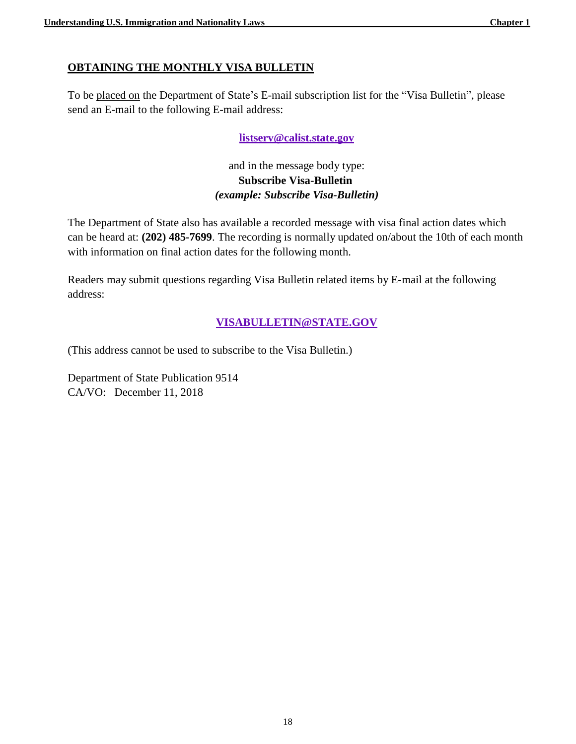## OBTAINING THE MONTHLY VISA BULLETIN

To be placed on the Department of State's E-mail subscription list for the "Visa Bulletin", please send an E-mail to the following E-mail address:

**listserv@calist.state.gov**

and in the message body type:
**Subscribe Visa-Bulletin**
***(example: Subscribe Visa-Bulletin)***

The Department of State also has available a recorded message with visa final action dates which can be heard at: **(202) 485-7699**. The recording is normally updated on/about the 10th of each month with information on final action dates for the following month.

Readers may submit questions regarding Visa Bulletin related items by E-mail at the following address:

**VISABULLETIN@STATE.GOV**

(This address cannot be used to subscribe to the Visa Bulletin.)

Department of State Publication 9514
CA/VO: December 11, 2018